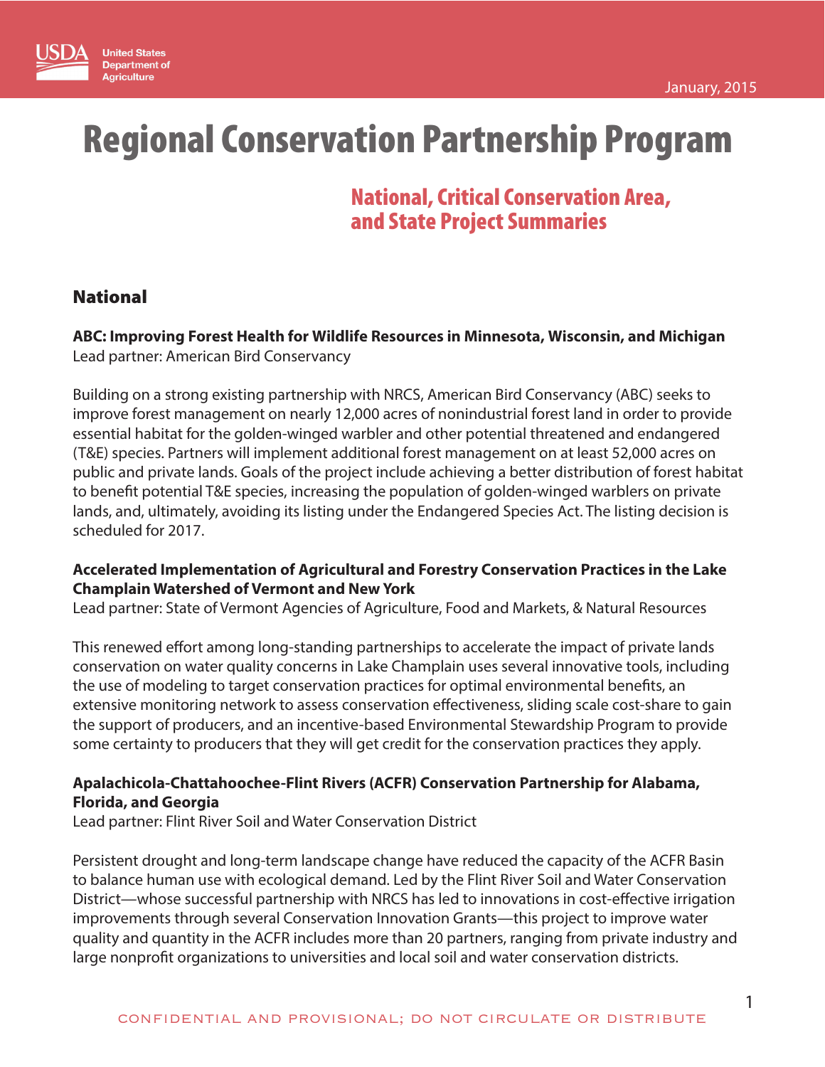United States Department of Agriculture

January, 2015

# Regional Conservation Partnership Program

## National, Critical Conservation Area, and State Project Summaries

## National

**ABC: Improving Forest Health for Wildlife Resources in Minnesota, Wisconsin, and Michigan**
Lead partner: American Bird Conservancy

Building on a strong existing partnership with NRCS, American Bird Conservancy (ABC) seeks to improve forest management on nearly 12,000 acres of nonindustrial forest land in order to provide essential habitat for the golden-winged warbler and other potential threatened and endangered (T&E) species. Partners will implement additional forest management on at least 52,000 acres on public and private lands. Goals of the project include achieving a better distribution of forest habitat to benefit potential T&E species, increasing the population of golden-winged warblers on private lands, and, ultimately, avoiding its listing under the Endangered Species Act. The listing decision is scheduled for 2017.

**Accelerated Implementation of Agricultural and Forestry Conservation Practices in the Lake Champlain Watershed of Vermont and New York**
Lead partner: State of Vermont Agencies of Agriculture, Food and Markets, & Natural Resources

This renewed effort among long-standing partnerships to accelerate the impact of private lands conservation on water quality concerns in Lake Champlain uses several innovative tools, including the use of modeling to target conservation practices for optimal environmental benefits, an extensive monitoring network to assess conservation effectiveness, sliding scale cost-share to gain the support of producers, and an incentive-based Environmental Stewardship Program to provide some certainty to producers that they will get credit for the conservation practices they apply.

**Apalachicola-Chattahoochee-Flint Rivers (ACFR) Conservation Partnership for Alabama, Florida, and Georgia**
Lead partner: Flint River Soil and Water Conservation District

Persistent drought and long-term landscape change have reduced the capacity of the ACFR Basin to balance human use with ecological demand. Led by the Flint River Soil and Water Conservation District—whose successful partnership with NRCS has led to innovations in cost-effective irrigation improvements through several Conservation Innovation Grants—this project to improve water quality and quantity in the ACFR includes more than 20 partners, ranging from private industry and large nonprofit organizations to universities and local soil and water conservation districts.

CONFIDENTIAL AND PROVISIONAL; DO NOT CIRCULATE OR DISTRIBUTE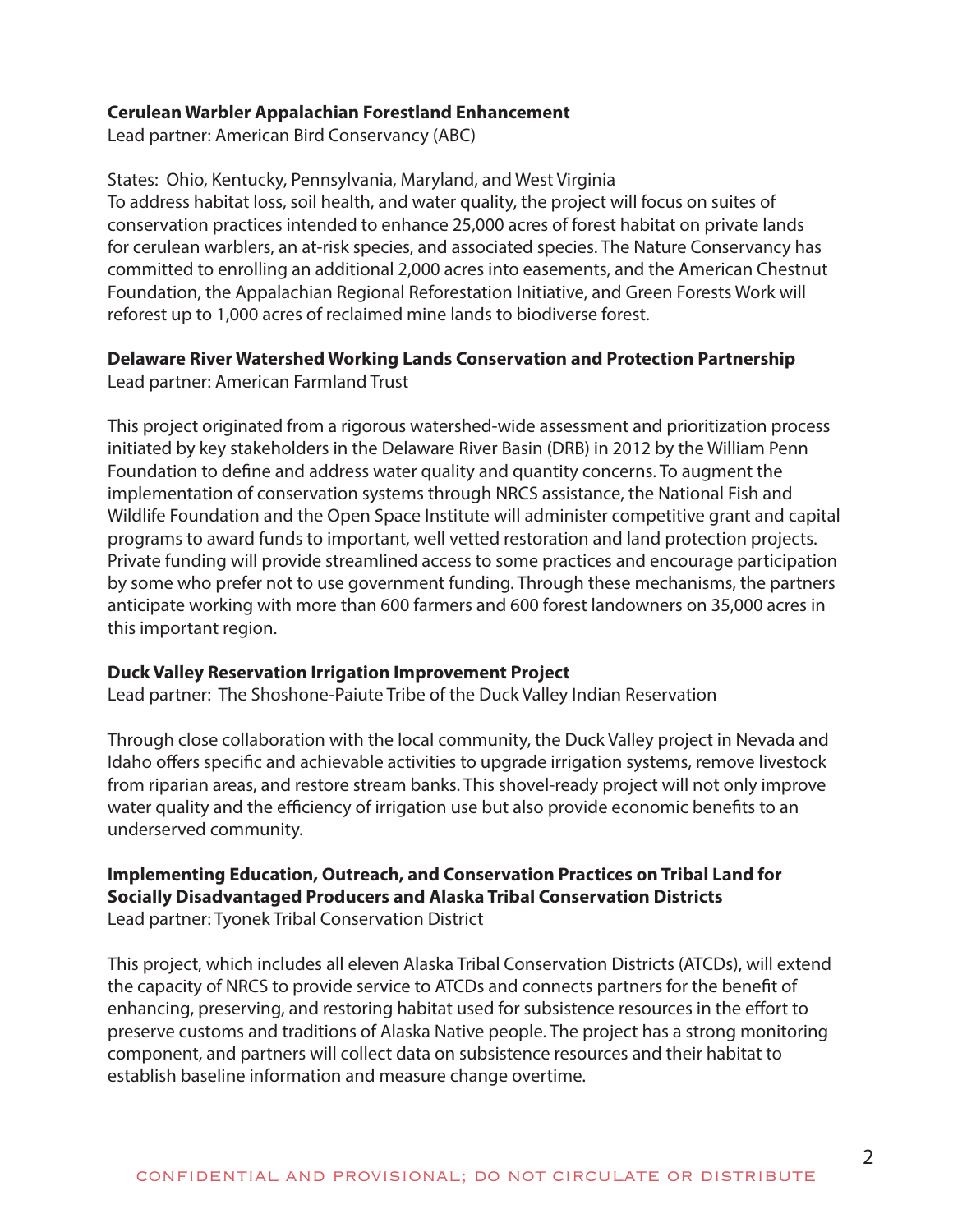**Cerulean Warbler Appalachian Forestland Enhancement**
Lead partner: American Bird Conservancy (ABC)

States: Ohio, Kentucky, Pennsylvania, Maryland, and West Virginia
To address habitat loss, soil health, and water quality, the project will focus on suites of conservation practices intended to enhance 25,000 acres of forest habitat on private lands for cerulean warblers, an at-risk species, and associated species. The Nature Conservancy has committed to enrolling an additional 2,000 acres into easements, and the American Chestnut Foundation, the Appalachian Regional Reforestation Initiative, and Green Forests Work will reforest up to 1,000 acres of reclaimed mine lands to biodiverse forest.

**Delaware River Watershed Working Lands Conservation and Protection Partnership**
Lead partner: American Farmland Trust

This project originated from a rigorous watershed-wide assessment and prioritization process initiated by key stakeholders in the Delaware River Basin (DRB) in 2012 by the William Penn Foundation to define and address water quality and quantity concerns. To augment the implementation of conservation systems through NRCS assistance, the National Fish and Wildlife Foundation and the Open Space Institute will administer competitive grant and capital programs to award funds to important, well vetted restoration and land protection projects. Private funding will provide streamlined access to some practices and encourage participation by some who prefer not to use government funding. Through these mechanisms, the partners anticipate working with more than 600 farmers and 600 forest landowners on 35,000 acres in this important region.

**Duck Valley Reservation Irrigation Improvement Project**
Lead partner: The Shoshone-Paiute Tribe of the Duck Valley Indian Reservation

Through close collaboration with the local community, the Duck Valley project in Nevada and Idaho offers specific and achievable activities to upgrade irrigation systems, remove livestock from riparian areas, and restore stream banks. This shovel-ready project will not only improve water quality and the efficiency of irrigation use but also provide economic benefits to an underserved community.

**Implementing Education, Outreach, and Conservation Practices on Tribal Land for Socially Disadvantaged Producers and Alaska Tribal Conservation Districts**
Lead partner: Tyonek Tribal Conservation District

This project, which includes all eleven Alaska Tribal Conservation Districts (ATCDs), will extend the capacity of NRCS to provide service to ATCDs and connects partners for the benefit of enhancing, preserving, and restoring habitat used for subsistence resources in the effort to preserve customs and traditions of Alaska Native people. The project has a strong monitoring component, and partners will collect data on subsistence resources and their habitat to establish baseline information and measure change overtime.

CONFIDENTIAL AND PROVISIONAL; DO NOT CIRCULATE OR DISTRIBUTE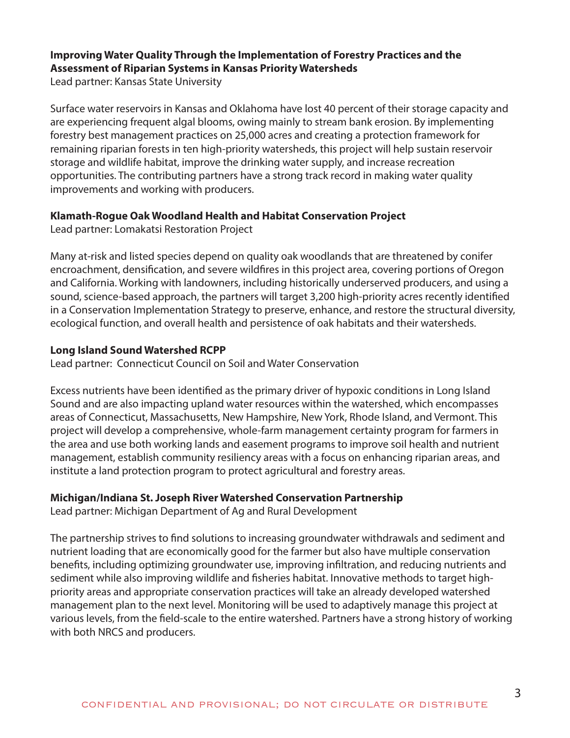**Improving Water Quality Through the Implementation of Forestry Practices and the Assessment of Riparian Systems in Kansas Priority Watersheds**
Lead partner: Kansas State University

Surface water reservoirs in Kansas and Oklahoma have lost 40 percent of their storage capacity and are experiencing frequent algal blooms, owing mainly to stream bank erosion. By implementing forestry best management practices on 25,000 acres and creating a protection framework for remaining riparian forests in ten high-priority watersheds, this project will help sustain reservoir storage and wildlife habitat, improve the drinking water supply, and increase recreation opportunities. The contributing partners have a strong track record in making water quality improvements and working with producers.

**Klamath-Rogue Oak Woodland Health and Habitat Conservation Project**
Lead partner: Lomakatsi Restoration Project

Many at-risk and listed species depend on quality oak woodlands that are threatened by conifer encroachment, densification, and severe wildfires in this project area, covering portions of Oregon and California. Working with landowners, including historically underserved producers, and using a sound, science-based approach, the partners will target 3,200 high-priority acres recently identified in a Conservation Implementation Strategy to preserve, enhance, and restore the structural diversity, ecological function, and overall health and persistence of oak habitats and their watersheds.

**Long Island Sound Watershed RCPP**
Lead partner: Connecticut Council on Soil and Water Conservation

Excess nutrients have been identified as the primary driver of hypoxic conditions in Long Island Sound and are also impacting upland water resources within the watershed, which encompasses areas of Connecticut, Massachusetts, New Hampshire, New York, Rhode Island, and Vermont. This project will develop a comprehensive, whole-farm management certainty program for farmers in the area and use both working lands and easement programs to improve soil health and nutrient management, establish community resiliency areas with a focus on enhancing riparian areas, and institute a land protection program to protect agricultural and forestry areas.

**Michigan/Indiana St. Joseph River Watershed Conservation Partnership**
Lead partner: Michigan Department of Ag and Rural Development

The partnership strives to find solutions to increasing groundwater withdrawals and sediment and nutrient loading that are economically good for the farmer but also have multiple conservation benefits, including optimizing groundwater use, improving infiltration, and reducing nutrients and sediment while also improving wildlife and fisheries habitat. Innovative methods to target high-priority areas and appropriate conservation practices will take an already developed watershed management plan to the next level. Monitoring will be used to adaptively manage this project at various levels, from the field-scale to the entire watershed. Partners have a strong history of working with both NRCS and producers.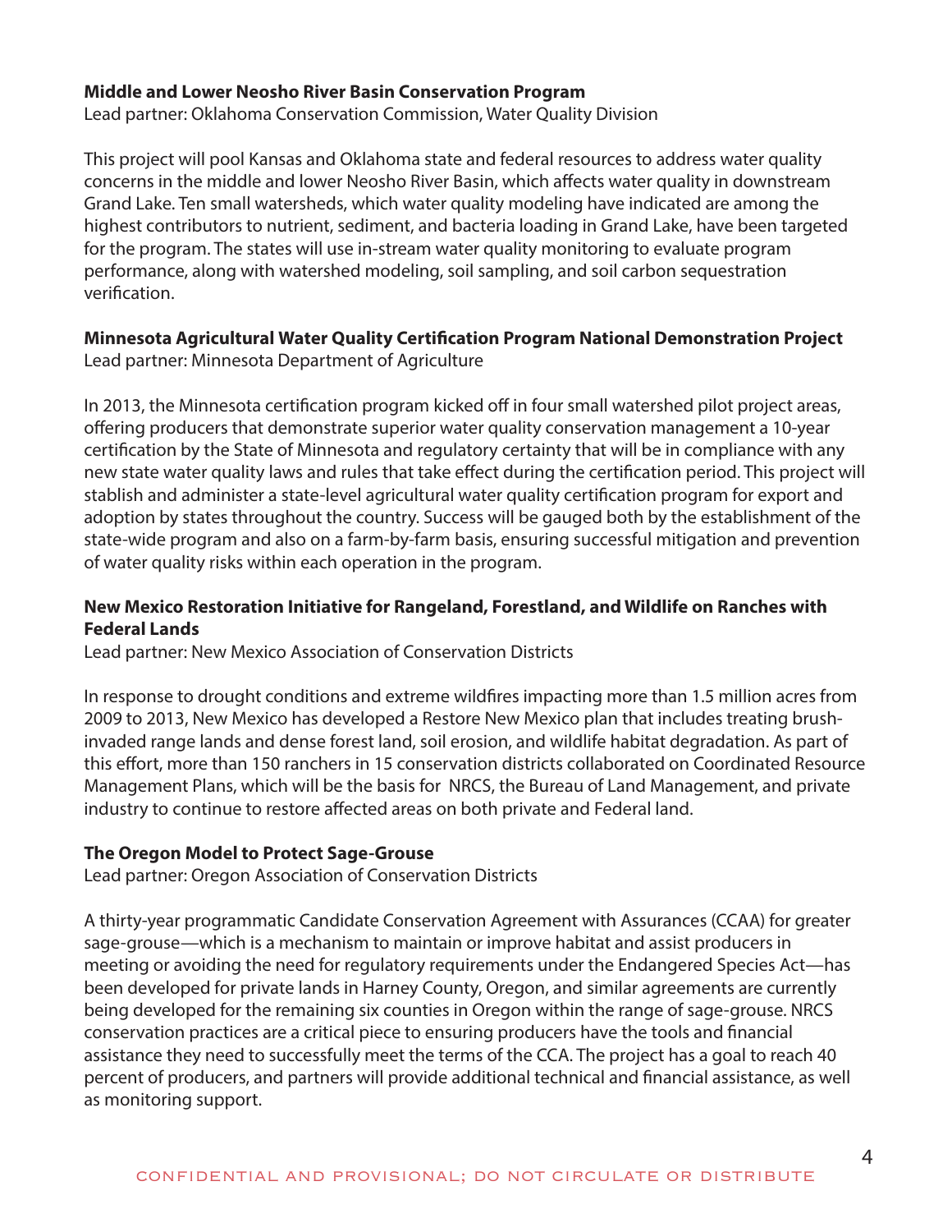**Middle and Lower Neosho River Basin Conservation Program**
Lead partner: Oklahoma Conservation Commission, Water Quality Division

This project will pool Kansas and Oklahoma state and federal resources to address water quality concerns in the middle and lower Neosho River Basin, which affects water quality in downstream Grand Lake. Ten small watersheds, which water quality modeling have indicated are among the highest contributors to nutrient, sediment, and bacteria loading in Grand Lake, have been targeted for the program. The states will use in-stream water quality monitoring to evaluate program performance, along with watershed modeling, soil sampling, and soil carbon sequestration verification.

**Minnesota Agricultural Water Quality Certification Program National Demonstration Project**
Lead partner: Minnesota Department of Agriculture

In 2013, the Minnesota certification program kicked off in four small watershed pilot project areas, offering producers that demonstrate superior water quality conservation management a 10-year certification by the State of Minnesota and regulatory certainty that will be in compliance with any new state water quality laws and rules that take effect during the certification period. This project will stablish and administer a state-level agricultural water quality certification program for export and adoption by states throughout the country. Success will be gauged both by the establishment of the state-wide program and also on a farm-by-farm basis, ensuring successful mitigation and prevention of water quality risks within each operation in the program.

**New Mexico Restoration Initiative for Rangeland, Forestland, and Wildlife on Ranches with Federal Lands**
Lead partner: New Mexico Association of Conservation Districts

In response to drought conditions and extreme wildfires impacting more than 1.5 million acres from 2009 to 2013, New Mexico has developed a Restore New Mexico plan that includes treating brush-invaded range lands and dense forest land, soil erosion, and wildlife habitat degradation. As part of this effort, more than 150 ranchers in 15 conservation districts collaborated on Coordinated Resource Management Plans, which will be the basis for NRCS, the Bureau of Land Management, and private industry to continue to restore affected areas on both private and Federal land.

**The Oregon Model to Protect Sage-Grouse**
Lead partner: Oregon Association of Conservation Districts

A thirty-year programmatic Candidate Conservation Agreement with Assurances (CCAA) for greater sage-grouse—which is a mechanism to maintain or improve habitat and assist producers in meeting or avoiding the need for regulatory requirements under the Endangered Species Act—has been developed for private lands in Harney County, Oregon, and similar agreements are currently being developed for the remaining six counties in Oregon within the range of sage-grouse. NRCS conservation practices are a critical piece to ensuring producers have the tools and financial assistance they need to successfully meet the terms of the CCA. The project has a goal to reach 40 percent of producers, and partners will provide additional technical and financial assistance, as well as monitoring support.

CONFIDENTIAL AND PROVISIONAL; DO NOT CIRCULATE OR DISTRIBUTE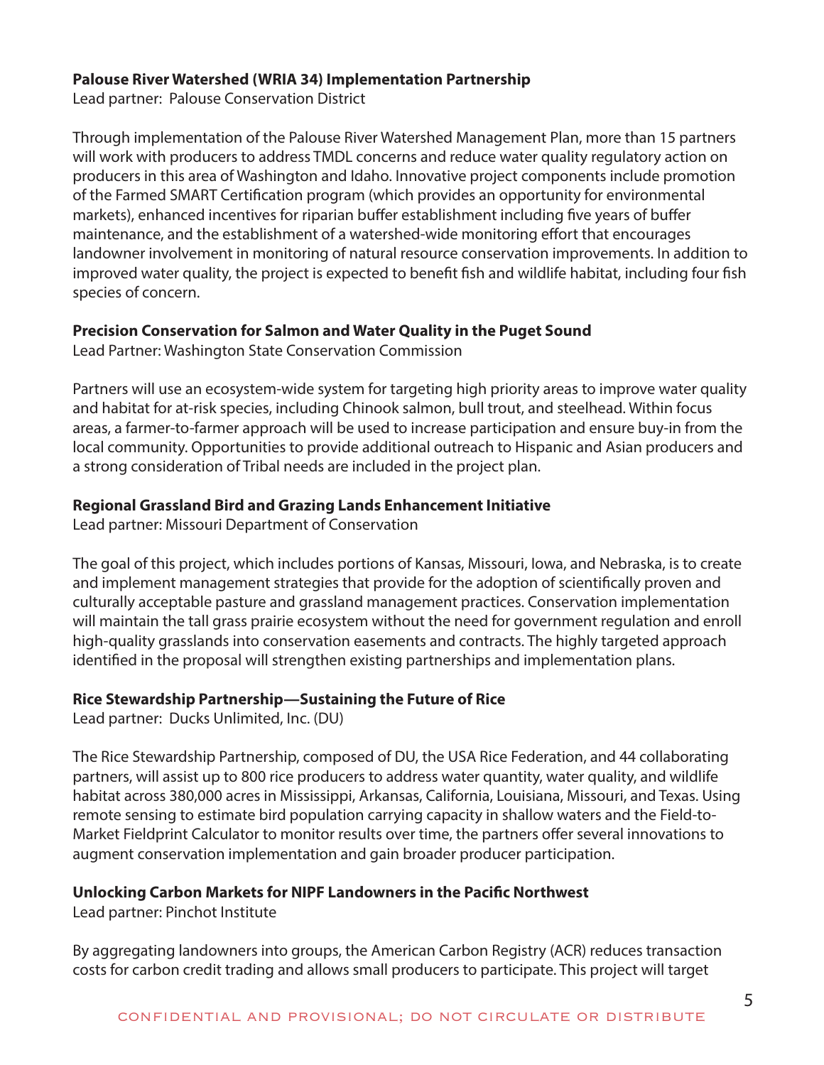**Palouse River Watershed (WRIA 34) Implementation Partnership**
Lead partner: Palouse Conservation District

Through implementation of the Palouse River Watershed Management Plan, more than 15 partners will work with producers to address TMDL concerns and reduce water quality regulatory action on producers in this area of Washington and Idaho. Innovative project components include promotion of the Farmed SMART Certification program (which provides an opportunity for environmental markets), enhanced incentives for riparian buffer establishment including five years of buffer maintenance, and the establishment of a watershed-wide monitoring effort that encourages landowner involvement in monitoring of natural resource conservation improvements. In addition to improved water quality, the project is expected to benefit fish and wildlife habitat, including four fish species of concern.

**Precision Conservation for Salmon and Water Quality in the Puget Sound**
Lead Partner: Washington State Conservation Commission

Partners will use an ecosystem-wide system for targeting high priority areas to improve water quality and habitat for at-risk species, including Chinook salmon, bull trout, and steelhead. Within focus areas, a farmer-to-farmer approach will be used to increase participation and ensure buy-in from the local community. Opportunities to provide additional outreach to Hispanic and Asian producers and a strong consideration of Tribal needs are included in the project plan.

**Regional Grassland Bird and Grazing Lands Enhancement Initiative**
Lead partner: Missouri Department of Conservation

The goal of this project, which includes portions of Kansas, Missouri, Iowa, and Nebraska, is to create and implement management strategies that provide for the adoption of scientifically proven and culturally acceptable pasture and grassland management practices. Conservation implementation will maintain the tall grass prairie ecosystem without the need for government regulation and enroll high-quality grasslands into conservation easements and contracts. The highly targeted approach identified in the proposal will strengthen existing partnerships and implementation plans.

**Rice Stewardship Partnership—Sustaining the Future of Rice**
Lead partner: Ducks Unlimited, Inc. (DU)

The Rice Stewardship Partnership, composed of DU, the USA Rice Federation, and 44 collaborating partners, will assist up to 800 rice producers to address water quantity, water quality, and wildlife habitat across 380,000 acres in Mississippi, Arkansas, California, Louisiana, Missouri, and Texas. Using remote sensing to estimate bird population carrying capacity in shallow waters and the Field-to-Market Fieldprint Calculator to monitor results over time, the partners offer several innovations to augment conservation implementation and gain broader producer participation.

**Unlocking Carbon Markets for NIPF Landowners in the Pacific Northwest**
Lead partner: Pinchot Institute

By aggregating landowners into groups, the American Carbon Registry (ACR) reduces transaction costs for carbon credit trading and allows small producers to participate. This project will target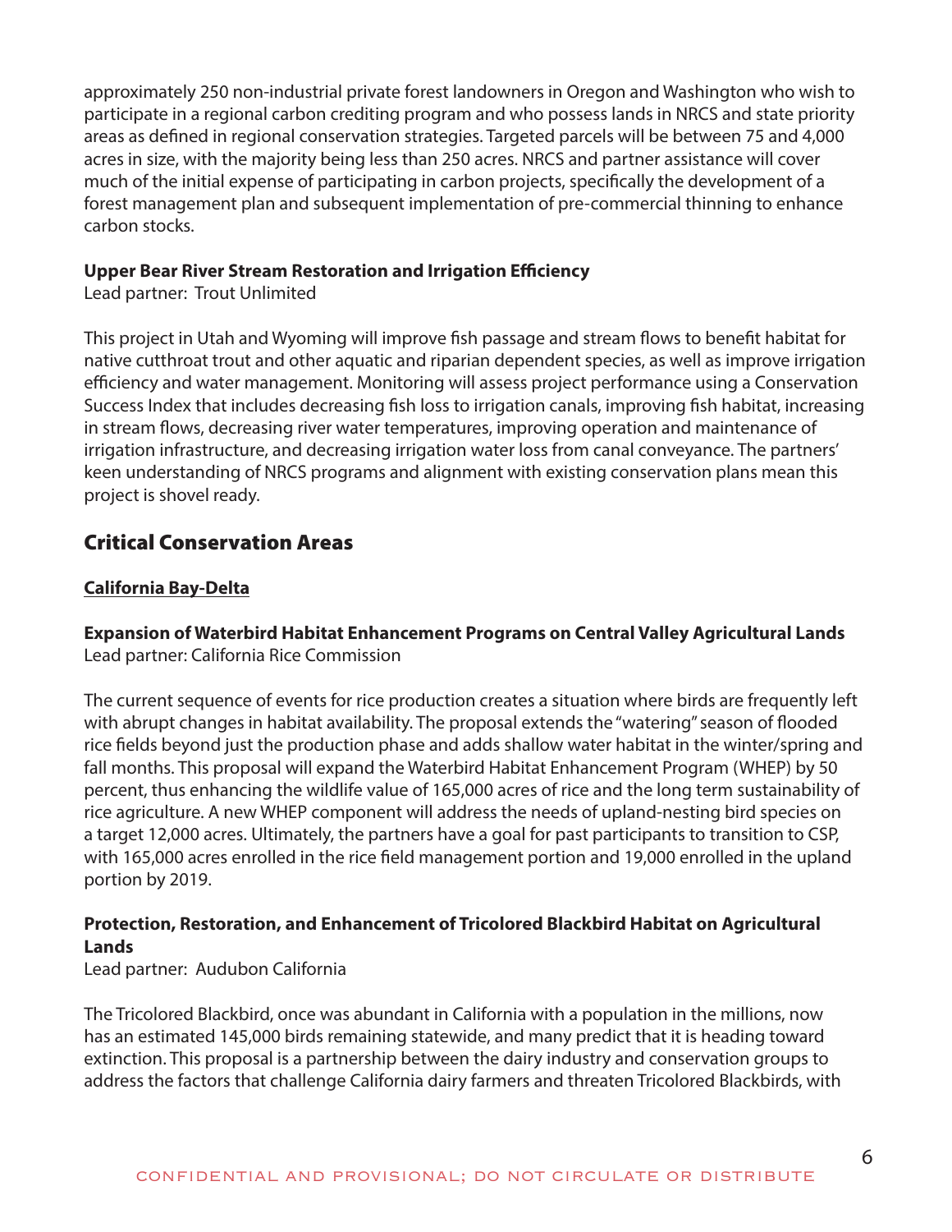approximately 250 non-industrial private forest landowners in Oregon and Washington who wish to participate in a regional carbon crediting program and who possess lands in NRCS and state priority areas as defined in regional conservation strategies. Targeted parcels will be between 75 and 4,000 acres in size, with the majority being less than 250 acres. NRCS and partner assistance will cover much of the initial expense of participating in carbon projects, specifically the development of a forest management plan and subsequent implementation of pre-commercial thinning to enhance carbon stocks.

**Upper Bear River Stream Restoration and Irrigation Efficiency**
Lead partner: Trout Unlimited

This project in Utah and Wyoming will improve fish passage and stream flows to benefit habitat for native cutthroat trout and other aquatic and riparian dependent species, as well as improve irrigation efficiency and water management. Monitoring will assess project performance using a Conservation Success Index that includes decreasing fish loss to irrigation canals, improving fish habitat, increasing in stream flows, decreasing river water temperatures, improving operation and maintenance of irrigation infrastructure, and decreasing irrigation water loss from canal conveyance. The partners' keen understanding of NRCS programs and alignment with existing conservation plans mean this project is shovel ready.

## Critical Conservation Areas

### California Bay-Delta

**Expansion of Waterbird Habitat Enhancement Programs on Central Valley Agricultural Lands**
Lead partner: California Rice Commission

The current sequence of events for rice production creates a situation where birds are frequently left with abrupt changes in habitat availability. The proposal extends the "watering" season of flooded rice fields beyond just the production phase and adds shallow water habitat in the winter/spring and fall months. This proposal will expand the Waterbird Habitat Enhancement Program (WHEP) by 50 percent, thus enhancing the wildlife value of 165,000 acres of rice and the long term sustainability of rice agriculture. A new WHEP component will address the needs of upland-nesting bird species on a target 12,000 acres. Ultimately, the partners have a goal for past participants to transition to CSP, with 165,000 acres enrolled in the rice field management portion and 19,000 enrolled in the upland portion by 2019.

**Protection, Restoration, and Enhancement of Tricolored Blackbird Habitat on Agricultural Lands**
Lead partner: Audubon California

The Tricolored Blackbird, once was abundant in California with a population in the millions, now has an estimated 145,000 birds remaining statewide, and many predict that it is heading toward extinction. This proposal is a partnership between the dairy industry and conservation groups to address the factors that challenge California dairy farmers and threaten Tricolored Blackbirds, with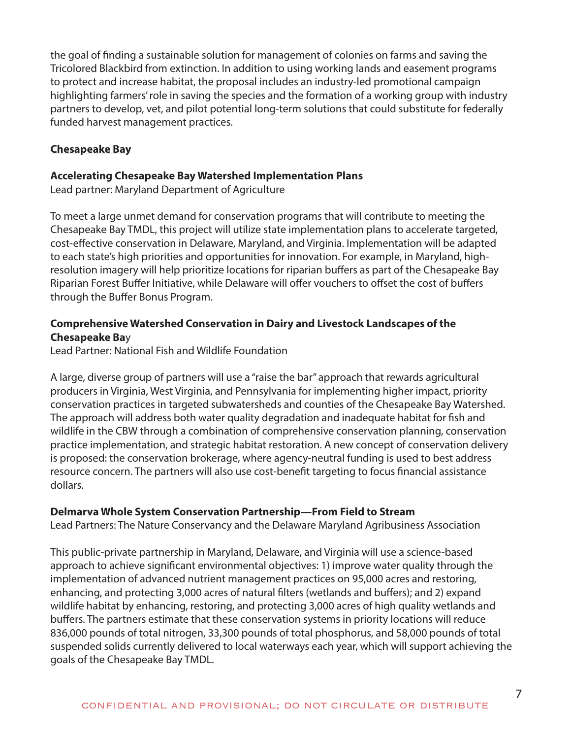the goal of finding a sustainable solution for management of colonies on farms and saving the Tricolored Blackbird from extinction. In addition to using working lands and easement programs to protect and increase habitat, the proposal includes an industry-led promotional campaign highlighting farmers' role in saving the species and the formation of a working group with industry partners to develop, vet, and pilot potential long-term solutions that could substitute for federally funded harvest management practices.

## Chesapeake Bay

**Accelerating Chesapeake Bay Watershed Implementation Plans**
Lead partner: Maryland Department of Agriculture

To meet a large unmet demand for conservation programs that will contribute to meeting the Chesapeake Bay TMDL, this project will utilize state implementation plans to accelerate targeted, cost-effective conservation in Delaware, Maryland, and Virginia. Implementation will be adapted to each state's high priorities and opportunities for innovation. For example, in Maryland, high-resolution imagery will help prioritize locations for riparian buffers as part of the Chesapeake Bay Riparian Forest Buffer Initiative, while Delaware will offer vouchers to offset the cost of buffers through the Buffer Bonus Program.

**Comprehensive Watershed Conservation in Dairy and Livestock Landscapes of the Chesapeake Bay**
Lead Partner: National Fish and Wildlife Foundation

A large, diverse group of partners will use a "raise the bar" approach that rewards agricultural producers in Virginia, West Virginia, and Pennsylvania for implementing higher impact, priority conservation practices in targeted subwatersheds and counties of the Chesapeake Bay Watershed. The approach will address both water quality degradation and inadequate habitat for fish and wildlife in the CBW through a combination of comprehensive conservation planning, conservation practice implementation, and strategic habitat restoration. A new concept of conservation delivery is proposed: the conservation brokerage, where agency-neutral funding is used to best address resource concern. The partners will also use cost-benefit targeting to focus financial assistance dollars.

**Delmarva Whole System Conservation Partnership—From Field to Stream**
Lead Partners: The Nature Conservancy and the Delaware Maryland Agribusiness Association

This public-private partnership in Maryland, Delaware, and Virginia will use a science-based approach to achieve significant environmental objectives: 1) improve water quality through the implementation of advanced nutrient management practices on 95,000 acres and restoring, enhancing, and protecting 3,000 acres of natural filters (wetlands and buffers); and 2) expand wildlife habitat by enhancing, restoring, and protecting 3,000 acres of high quality wetlands and buffers. The partners estimate that these conservation systems in priority locations will reduce 836,000 pounds of total nitrogen, 33,300 pounds of total phosphorus, and 58,000 pounds of total suspended solids currently delivered to local waterways each year, which will support achieving the goals of the Chesapeake Bay TMDL.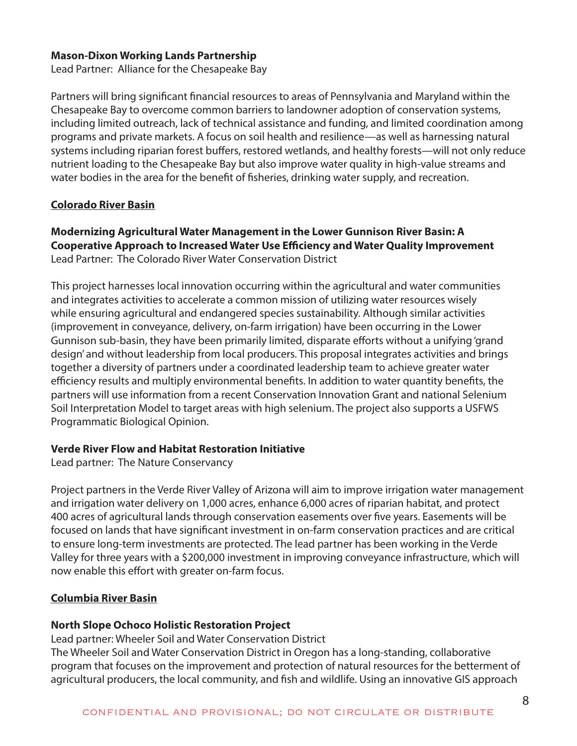**Mason-Dixon Working Lands Partnership**
Lead Partner: Alliance for the Chesapeake Bay

Partners will bring significant financial resources to areas of Pennsylvania and Maryland within the Chesapeake Bay to overcome common barriers to landowner adoption of conservation systems, including limited outreach, lack of technical assistance and funding, and limited coordination among programs and private markets. A focus on soil health and resilience—as well as harnessing natural systems including riparian forest buffers, restored wetlands, and healthy forests—will not only reduce nutrient loading to the Chesapeake Bay but also improve water quality in high-value streams and water bodies in the area for the benefit of fisheries, drinking water supply, and recreation.

## Colorado River Basin

**Modernizing Agricultural Water Management in the Lower Gunnison River Basin: A Cooperative Approach to Increased Water Use Efficiency and Water Quality Improvement**
Lead Partner: The Colorado River Water Conservation District

This project harnesses local innovation occurring within the agricultural and water communities and integrates activities to accelerate a common mission of utilizing water resources wisely while ensuring agricultural and endangered species sustainability. Although similar activities (improvement in conveyance, delivery, on-farm irrigation) have been occurring in the Lower Gunnison sub-basin, they have been primarily limited, disparate efforts without a unifying 'grand design' and without leadership from local producers. This proposal integrates activities and brings together a diversity of partners under a coordinated leadership team to achieve greater water efficiency results and multiply environmental benefits. In addition to water quantity benefits, the partners will use information from a recent Conservation Innovation Grant and national Selenium Soil Interpretation Model to target areas with high selenium. The project also supports a USFWS Programmatic Biological Opinion.

**Verde River Flow and Habitat Restoration Initiative**
Lead partner: The Nature Conservancy

Project partners in the Verde River Valley of Arizona will aim to improve irrigation water management and irrigation water delivery on 1,000 acres, enhance 6,000 acres of riparian habitat, and protect 400 acres of agricultural lands through conservation easements over five years. Easements will be focused on lands that have significant investment in on-farm conservation practices and are critical to ensure long-term investments are protected. The lead partner has been working in the Verde Valley for three years with a $200,000 investment in improving conveyance infrastructure, which will now enable this effort with greater on-farm focus.

## Columbia River Basin

**North Slope Ochoco Holistic Restoration Project**
Lead partner: Wheeler Soil and Water Conservation District
The Wheeler Soil and Water Conservation District in Oregon has a long-standing, collaborative program that focuses on the improvement and protection of natural resources for the betterment of agricultural producers, the local community, and fish and wildlife. Using an innovative GIS approach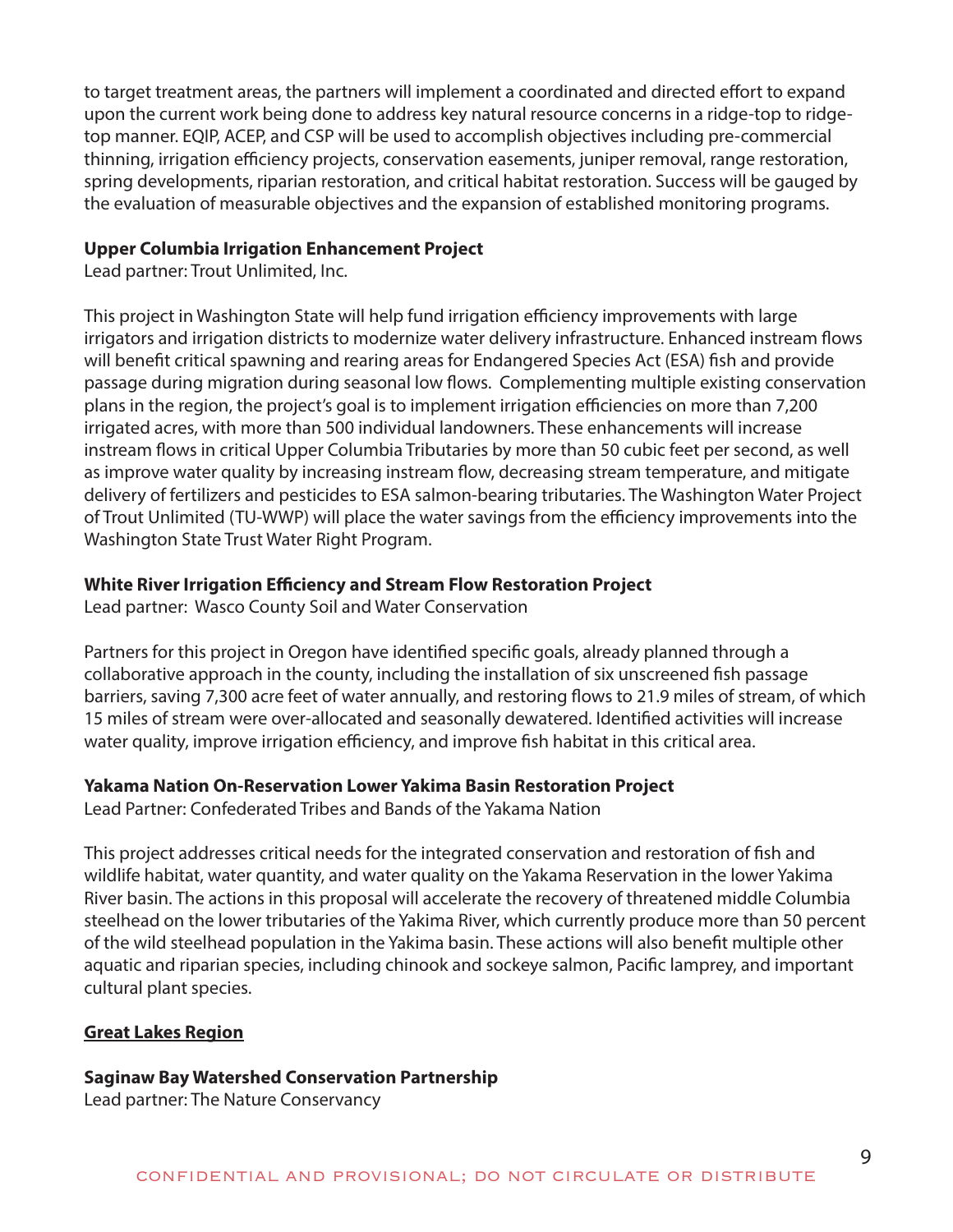to target treatment areas, the partners will implement a coordinated and directed effort to expand upon the current work being done to address key natural resource concerns in a ridge-top to ridge-top manner. EQIP, ACEP, and CSP will be used to accomplish objectives including pre-commercial thinning, irrigation efficiency projects, conservation easements, juniper removal, range restoration, spring developments, riparian restoration, and critical habitat restoration. Success will be gauged by the evaluation of measurable objectives and the expansion of established monitoring programs.

**Upper Columbia Irrigation Enhancement Project**
Lead partner: Trout Unlimited, Inc.

This project in Washington State will help fund irrigation efficiency improvements with large irrigators and irrigation districts to modernize water delivery infrastructure. Enhanced instream flows will benefit critical spawning and rearing areas for Endangered Species Act (ESA) fish and provide passage during migration during seasonal low flows. Complementing multiple existing conservation plans in the region, the project's goal is to implement irrigation efficiencies on more than 7,200 irrigated acres, with more than 500 individual landowners. These enhancements will increase instream flows in critical Upper Columbia Tributaries by more than 50 cubic feet per second, as well as improve water quality by increasing instream flow, decreasing stream temperature, and mitigate delivery of fertilizers and pesticides to ESA salmon-bearing tributaries. The Washington Water Project of Trout Unlimited (TU-WWP) will place the water savings from the efficiency improvements into the Washington State Trust Water Right Program.

**White River Irrigation Efficiency and Stream Flow Restoration Project**
Lead partner: Wasco County Soil and Water Conservation

Partners for this project in Oregon have identified specific goals, already planned through a collaborative approach in the county, including the installation of six unscreened fish passage barriers, saving 7,300 acre feet of water annually, and restoring flows to 21.9 miles of stream, of which 15 miles of stream were over-allocated and seasonally dewatered. Identified activities will increase water quality, improve irrigation efficiency, and improve fish habitat in this critical area.

**Yakama Nation On-Reservation Lower Yakima Basin Restoration Project**
Lead Partner: Confederated Tribes and Bands of the Yakama Nation

This project addresses critical needs for the integrated conservation and restoration of fish and wildlife habitat, water quantity, and water quality on the Yakama Reservation in the lower Yakima River basin. The actions in this proposal will accelerate the recovery of threatened middle Columbia steelhead on the lower tributaries of the Yakima River, which currently produce more than 50 percent of the wild steelhead population in the Yakima basin. These actions will also benefit multiple other aquatic and riparian species, including chinook and sockeye salmon, Pacific lamprey, and important cultural plant species.

## Great Lakes Region

**Saginaw Bay Watershed Conservation Partnership**
Lead partner: The Nature Conservancy

CONFIDENTIAL AND PROVISIONAL; DO NOT CIRCULATE OR DISTRIBUTE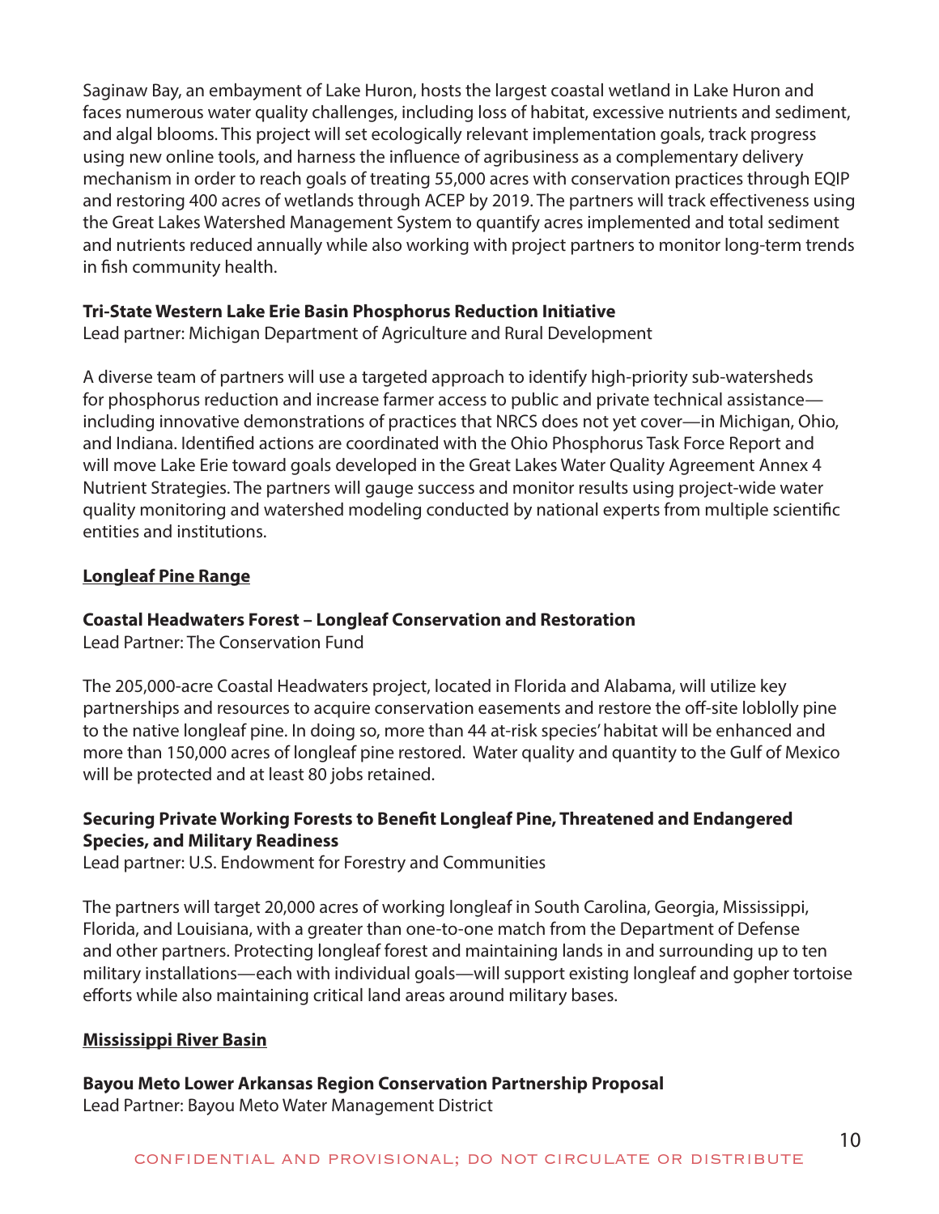Saginaw Bay, an embayment of Lake Huron, hosts the largest coastal wetland in Lake Huron and faces numerous water quality challenges, including loss of habitat, excessive nutrients and sediment, and algal blooms. This project will set ecologically relevant implementation goals, track progress using new online tools, and harness the influence of agribusiness as a complementary delivery mechanism in order to reach goals of treating 55,000 acres with conservation practices through EQIP and restoring 400 acres of wetlands through ACEP by 2019. The partners will track effectiveness using the Great Lakes Watershed Management System to quantify acres implemented and total sediment and nutrients reduced annually while also working with project partners to monitor long-term trends in fish community health.

**Tri-State Western Lake Erie Basin Phosphorus Reduction Initiative**
Lead partner: Michigan Department of Agriculture and Rural Development

A diverse team of partners will use a targeted approach to identify high-priority sub-watersheds for phosphorus reduction and increase farmer access to public and private technical assistance—including innovative demonstrations of practices that NRCS does not yet cover—in Michigan, Ohio, and Indiana. Identified actions are coordinated with the Ohio Phosphorus Task Force Report and will move Lake Erie toward goals developed in the Great Lakes Water Quality Agreement Annex 4 Nutrient Strategies. The partners will gauge success and monitor results using project-wide water quality monitoring and watershed modeling conducted by national experts from multiple scientific entities and institutions.

## Longleaf Pine Range

**Coastal Headwaters Forest – Longleaf Conservation and Restoration**
Lead Partner: The Conservation Fund

The 205,000-acre Coastal Headwaters project, located in Florida and Alabama, will utilize key partnerships and resources to acquire conservation easements and restore the off-site loblolly pine to the native longleaf pine. In doing so, more than 44 at-risk species' habitat will be enhanced and more than 150,000 acres of longleaf pine restored. Water quality and quantity to the Gulf of Mexico will be protected and at least 80 jobs retained.

**Securing Private Working Forests to Benefit Longleaf Pine, Threatened and Endangered Species, and Military Readiness**
Lead partner: U.S. Endowment for Forestry and Communities

The partners will target 20,000 acres of working longleaf in South Carolina, Georgia, Mississippi, Florida, and Louisiana, with a greater than one-to-one match from the Department of Defense and other partners. Protecting longleaf forest and maintaining lands in and surrounding up to ten military installations—each with individual goals—will support existing longleaf and gopher tortoise efforts while also maintaining critical land areas around military bases.

## Mississippi River Basin

**Bayou Meto Lower Arkansas Region Conservation Partnership Proposal**
Lead Partner: Bayou Meto Water Management District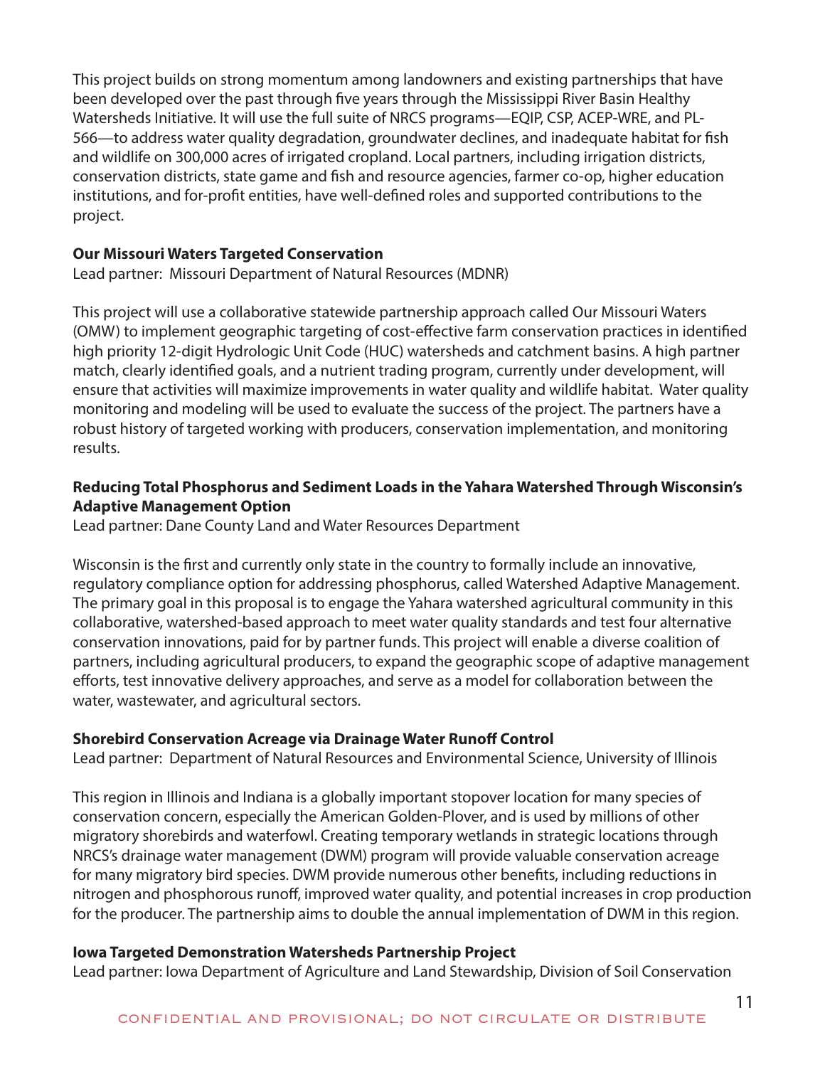This project builds on strong momentum among landowners and existing partnerships that have been developed over the past through five years through the Mississippi River Basin Healthy Watersheds Initiative. It will use the full suite of NRCS programs—EQIP, CSP, ACEP-WRE, and PL-566—to address water quality degradation, groundwater declines, and inadequate habitat for fish and wildlife on 300,000 acres of irrigated cropland. Local partners, including irrigation districts, conservation districts, state game and fish and resource agencies, farmer co-op, higher education institutions, and for-profit entities, have well-defined roles and supported contributions to the project.

**Our Missouri Waters Targeted Conservation**
Lead partner: Missouri Department of Natural Resources (MDNR)

This project will use a collaborative statewide partnership approach called Our Missouri Waters (OMW) to implement geographic targeting of cost-effective farm conservation practices in identified high priority 12-digit Hydrologic Unit Code (HUC) watersheds and catchment basins. A high partner match, clearly identified goals, and a nutrient trading program, currently under development, will ensure that activities will maximize improvements in water quality and wildlife habitat. Water quality monitoring and modeling will be used to evaluate the success of the project. The partners have a robust history of targeted working with producers, conservation implementation, and monitoring results.

**Reducing Total Phosphorus and Sediment Loads in the Yahara Watershed Through Wisconsin's Adaptive Management Option**
Lead partner: Dane County Land and Water Resources Department

Wisconsin is the first and currently only state in the country to formally include an innovative, regulatory compliance option for addressing phosphorus, called Watershed Adaptive Management. The primary goal in this proposal is to engage the Yahara watershed agricultural community in this collaborative, watershed-based approach to meet water quality standards and test four alternative conservation innovations, paid for by partner funds. This project will enable a diverse coalition of partners, including agricultural producers, to expand the geographic scope of adaptive management efforts, test innovative delivery approaches, and serve as a model for collaboration between the water, wastewater, and agricultural sectors.

**Shorebird Conservation Acreage via Drainage Water Runoff Control**
Lead partner: Department of Natural Resources and Environmental Science, University of Illinois

This region in Illinois and Indiana is a globally important stopover location for many species of conservation concern, especially the American Golden-Plover, and is used by millions of other migratory shorebirds and waterfowl. Creating temporary wetlands in strategic locations through NRCS's drainage water management (DWM) program will provide valuable conservation acreage for many migratory bird species. DWM provide numerous other benefits, including reductions in nitrogen and phosphorous runoff, improved water quality, and potential increases in crop production for the producer. The partnership aims to double the annual implementation of DWM in this region.

**Iowa Targeted Demonstration Watersheds Partnership Project**
Lead partner: Iowa Department of Agriculture and Land Stewardship, Division of Soil Conservation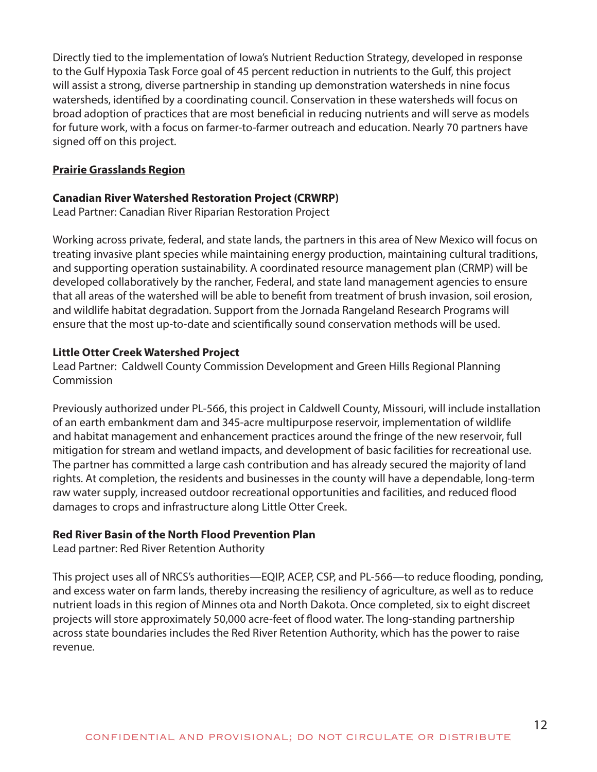Directly tied to the implementation of Iowa's Nutrient Reduction Strategy, developed in response to the Gulf Hypoxia Task Force goal of 45 percent reduction in nutrients to the Gulf, this project will assist a strong, diverse partnership in standing up demonstration watersheds in nine focus watersheds, identified by a coordinating council. Conservation in these watersheds will focus on broad adoption of practices that are most beneficial in reducing nutrients and will serve as models for future work, with a focus on farmer-to-farmer outreach and education. Nearly 70 partners have signed off on this project.

## Prairie Grasslands Region

### Canadian River Watershed Restoration Project (CRWRP)

Lead Partner: Canadian River Riparian Restoration Project

Working across private, federal, and state lands, the partners in this area of New Mexico will focus on treating invasive plant species while maintaining energy production, maintaining cultural traditions, and supporting operation sustainability. A coordinated resource management plan (CRMP) will be developed collaboratively by the rancher, Federal, and state land management agencies to ensure that all areas of the watershed will be able to benefit from treatment of brush invasion, soil erosion, and wildlife habitat degradation. Support from the Jornada Rangeland Research Programs will ensure that the most up-to-date and scientifically sound conservation methods will be used.

### Little Otter Creek Watershed Project

Lead Partner: Caldwell County Commission Development and Green Hills Regional Planning Commission

Previously authorized under PL-566, this project in Caldwell County, Missouri, will include installation of an earth embankment dam and 345-acre multipurpose reservoir, implementation of wildlife and habitat management and enhancement practices around the fringe of the new reservoir, full mitigation for stream and wetland impacts, and development of basic facilities for recreational use. The partner has committed a large cash contribution and has already secured the majority of land rights. At completion, the residents and businesses in the county will have a dependable, long-term raw water supply, increased outdoor recreational opportunities and facilities, and reduced flood damages to crops and infrastructure along Little Otter Creek.

### Red River Basin of the North Flood Prevention Plan

Lead partner: Red River Retention Authority

This project uses all of NRCS's authorities—EQIP, ACEP, CSP, and PL-566—to reduce flooding, ponding, and excess water on farm lands, thereby increasing the resiliency of agriculture, as well as to reduce nutrient loads in this region of Minnes ota and North Dakota. Once completed, six to eight discreet projects will store approximately 50,000 acre-feet of flood water. The long-standing partnership across state boundaries includes the Red River Retention Authority, which has the power to raise revenue.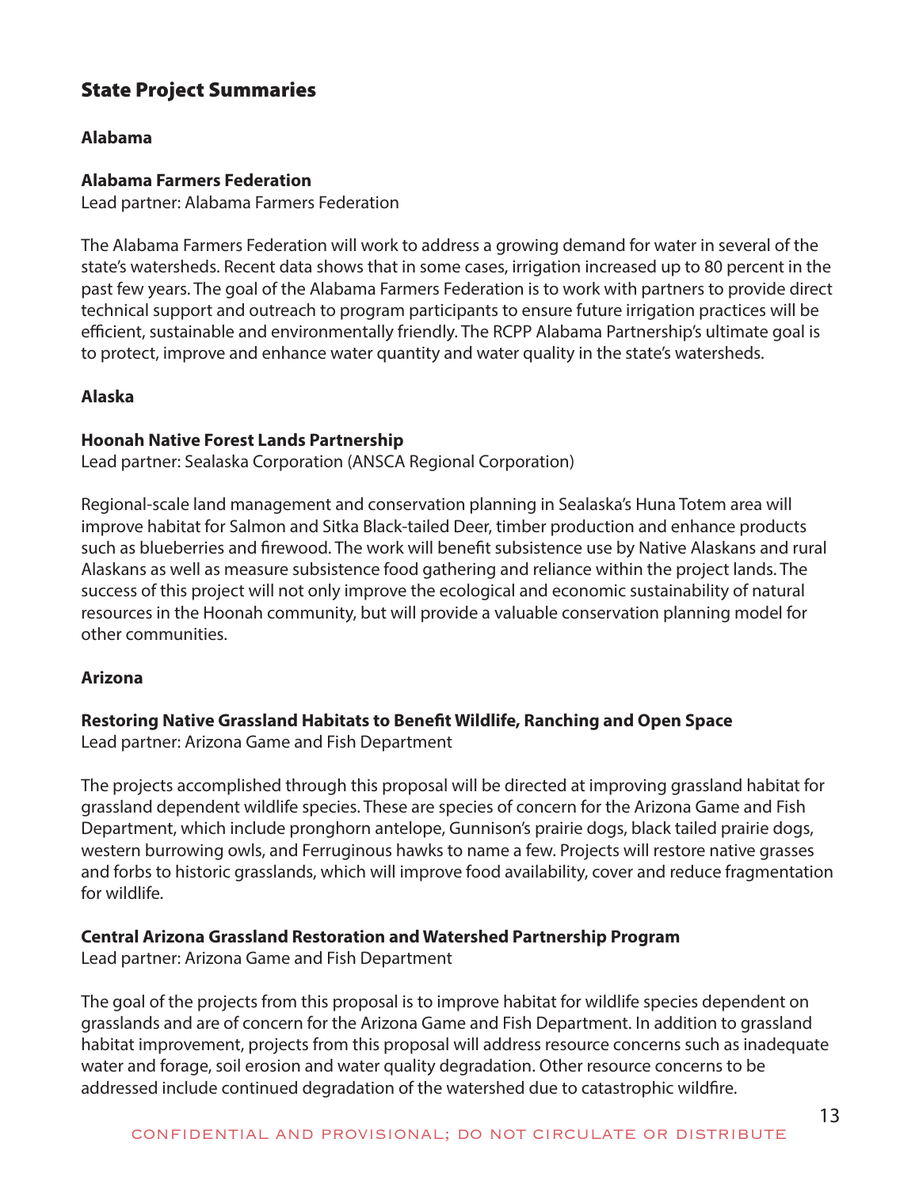## State Project Summaries

### Alabama

**Alabama Farmers Federation**
Lead partner: Alabama Farmers Federation

The Alabama Farmers Federation will work to address a growing demand for water in several of the state's watersheds. Recent data shows that in some cases, irrigation increased up to 80 percent in the past few years. The goal of the Alabama Farmers Federation is to work with partners to provide direct technical support and outreach to program participants to ensure future irrigation practices will be efficient, sustainable and environmentally friendly. The RCPP Alabama Partnership's ultimate goal is to protect, improve and enhance water quantity and water quality in the state's watersheds.

### Alaska

**Hoonah Native Forest Lands Partnership**
Lead partner: Sealaska Corporation (ANSCA Regional Corporation)

Regional-scale land management and conservation planning in Sealaska's Huna Totem area will improve habitat for Salmon and Sitka Black-tailed Deer, timber production and enhance products such as blueberries and firewood. The work will benefit subsistence use by Native Alaskans and rural Alaskans as well as measure subsistence food gathering and reliance within the project lands. The success of this project will not only improve the ecological and economic sustainability of natural resources in the Hoonah community, but will provide a valuable conservation planning model for other communities.

### Arizona

**Restoring Native Grassland Habitats to Benefit Wildlife, Ranching and Open Space**
Lead partner: Arizona Game and Fish Department

The projects accomplished through this proposal will be directed at improving grassland habitat for grassland dependent wildlife species. These are species of concern for the Arizona Game and Fish Department, which include pronghorn antelope, Gunnison's prairie dogs, black tailed prairie dogs, western burrowing owls, and Ferruginous hawks to name a few. Projects will restore native grasses and forbs to historic grasslands, which will improve food availability, cover and reduce fragmentation for wildlife.

**Central Arizona Grassland Restoration and Watershed Partnership Program**
Lead partner: Arizona Game and Fish Department

The goal of the projects from this proposal is to improve habitat for wildlife species dependent on grasslands and are of concern for the Arizona Game and Fish Department. In addition to grassland habitat improvement, projects from this proposal will address resource concerns such as inadequate water and forage, soil erosion and water quality degradation. Other resource concerns to be addressed include continued degradation of the watershed due to catastrophic wildfire.

CONFIDENTIAL AND PROVISIONAL; DO NOT CIRCULATE OR DISTRIBUTE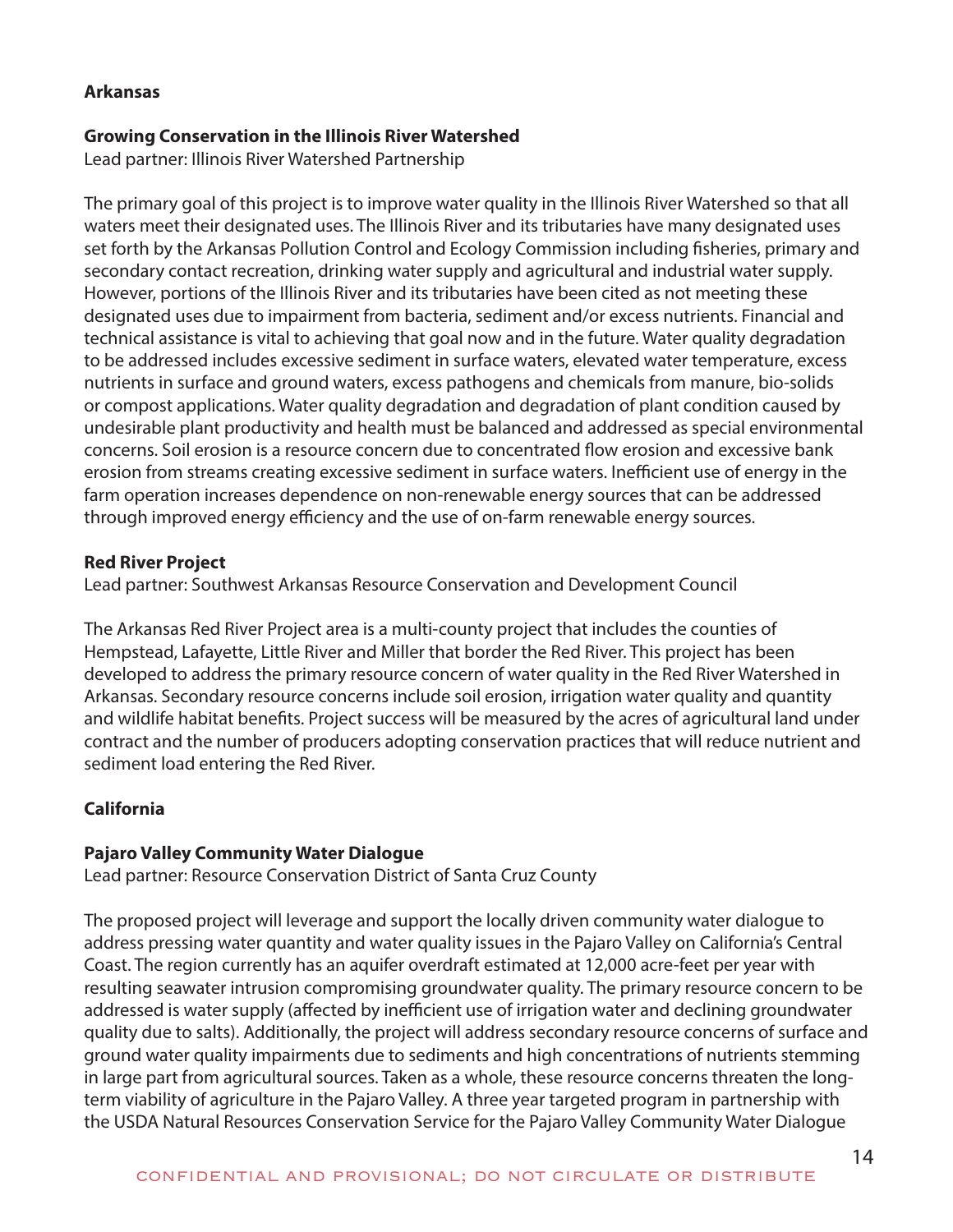## Arkansas

### Growing Conservation in the Illinois River Watershed

Lead partner: Illinois River Watershed Partnership

The primary goal of this project is to improve water quality in the Illinois River Watershed so that all waters meet their designated uses. The Illinois River and its tributaries have many designated uses set forth by the Arkansas Pollution Control and Ecology Commission including fisheries, primary and secondary contact recreation, drinking water supply and agricultural and industrial water supply. However, portions of the Illinois River and its tributaries have been cited as not meeting these designated uses due to impairment from bacteria, sediment and/or excess nutrients. Financial and technical assistance is vital to achieving that goal now and in the future. Water quality degradation to be addressed includes excessive sediment in surface waters, elevated water temperature, excess nutrients in surface and ground waters, excess pathogens and chemicals from manure, bio-solids or compost applications. Water quality degradation and degradation of plant condition caused by undesirable plant productivity and health must be balanced and addressed as special environmental concerns. Soil erosion is a resource concern due to concentrated flow erosion and excessive bank erosion from streams creating excessive sediment in surface waters. Inefficient use of energy in the farm operation increases dependence on non-renewable energy sources that can be addressed through improved energy efficiency and the use of on-farm renewable energy sources.

### Red River Project

Lead partner: Southwest Arkansas Resource Conservation and Development Council

The Arkansas Red River Project area is a multi-county project that includes the counties of Hempstead, Lafayette, Little River and Miller that border the Red River. This project has been developed to address the primary resource concern of water quality in the Red River Watershed in Arkansas. Secondary resource concerns include soil erosion, irrigation water quality and quantity and wildlife habitat benefits. Project success will be measured by the acres of agricultural land under contract and the number of producers adopting conservation practices that will reduce nutrient and sediment load entering the Red River.

## California

### Pajaro Valley Community Water Dialogue

Lead partner: Resource Conservation District of Santa Cruz County

The proposed project will leverage and support the locally driven community water dialogue to address pressing water quantity and water quality issues in the Pajaro Valley on California's Central Coast. The region currently has an aquifer overdraft estimated at 12,000 acre-feet per year with resulting seawater intrusion compromising groundwater quality. The primary resource concern to be addressed is water supply (affected by inefficient use of irrigation water and declining groundwater quality due to salts). Additionally, the project will address secondary resource concerns of surface and ground water quality impairments due to sediments and high concentrations of nutrients stemming in large part from agricultural sources. Taken as a whole, these resource concerns threaten the long-term viability of agriculture in the Pajaro Valley. A three year targeted program in partnership with the USDA Natural Resources Conservation Service for the Pajaro Valley Community Water Dialogue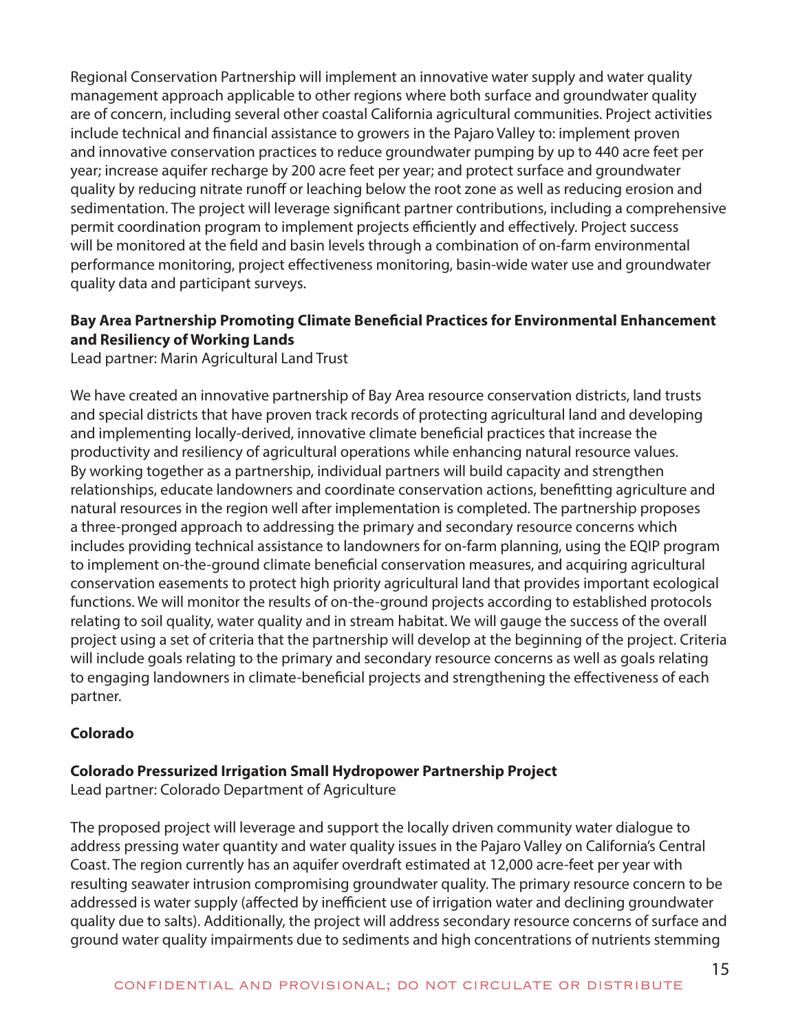Regional Conservation Partnership will implement an innovative water supply and water quality management approach applicable to other regions where both surface and groundwater quality are of concern, including several other coastal California agricultural communities. Project activities include technical and financial assistance to growers in the Pajaro Valley to: implement proven and innovative conservation practices to reduce groundwater pumping by up to 440 acre feet per year; increase aquifer recharge by 200 acre feet per year; and protect surface and groundwater quality by reducing nitrate runoff or leaching below the root zone as well as reducing erosion and sedimentation. The project will leverage significant partner contributions, including a comprehensive permit coordination program to implement projects efficiently and effectively. Project success will be monitored at the field and basin levels through a combination of on-farm environmental performance monitoring, project effectiveness monitoring, basin-wide water use and groundwater quality data and participant surveys.

**Bay Area Partnership Promoting Climate Beneficial Practices for Environmental Enhancement and Resiliency of Working Lands**
Lead partner: Marin Agricultural Land Trust

We have created an innovative partnership of Bay Area resource conservation districts, land trusts and special districts that have proven track records of protecting agricultural land and developing and implementing locally-derived, innovative climate beneficial practices that increase the productivity and resiliency of agricultural operations while enhancing natural resource values. By working together as a partnership, individual partners will build capacity and strengthen relationships, educate landowners and coordinate conservation actions, benefitting agriculture and natural resources in the region well after implementation is completed. The partnership proposes a three-pronged approach to addressing the primary and secondary resource concerns which includes providing technical assistance to landowners for on-farm planning, using the EQIP program to implement on-the-ground climate beneficial conservation measures, and acquiring agricultural conservation easements to protect high priority agricultural land that provides important ecological functions. We will monitor the results of on-the-ground projects according to established protocols relating to soil quality, water quality and in stream habitat. We will gauge the success of the overall project using a set of criteria that the partnership will develop at the beginning of the project. Criteria will include goals relating to the primary and secondary resource concerns as well as goals relating to engaging landowners in climate-beneficial projects and strengthening the effectiveness of each partner.

**Colorado**

**Colorado Pressurized Irrigation Small Hydropower Partnership Project**
Lead partner: Colorado Department of Agriculture

The proposed project will leverage and support the locally driven community water dialogue to address pressing water quantity and water quality issues in the Pajaro Valley on California's Central Coast. The region currently has an aquifer overdraft estimated at 12,000 acre-feet per year with resulting seawater intrusion compromising groundwater quality. The primary resource concern to be addressed is water supply (affected by inefficient use of irrigation water and declining groundwater quality due to salts). Additionally, the project will address secondary resource concerns of surface and ground water quality impairments due to sediments and high concentrations of nutrients stemming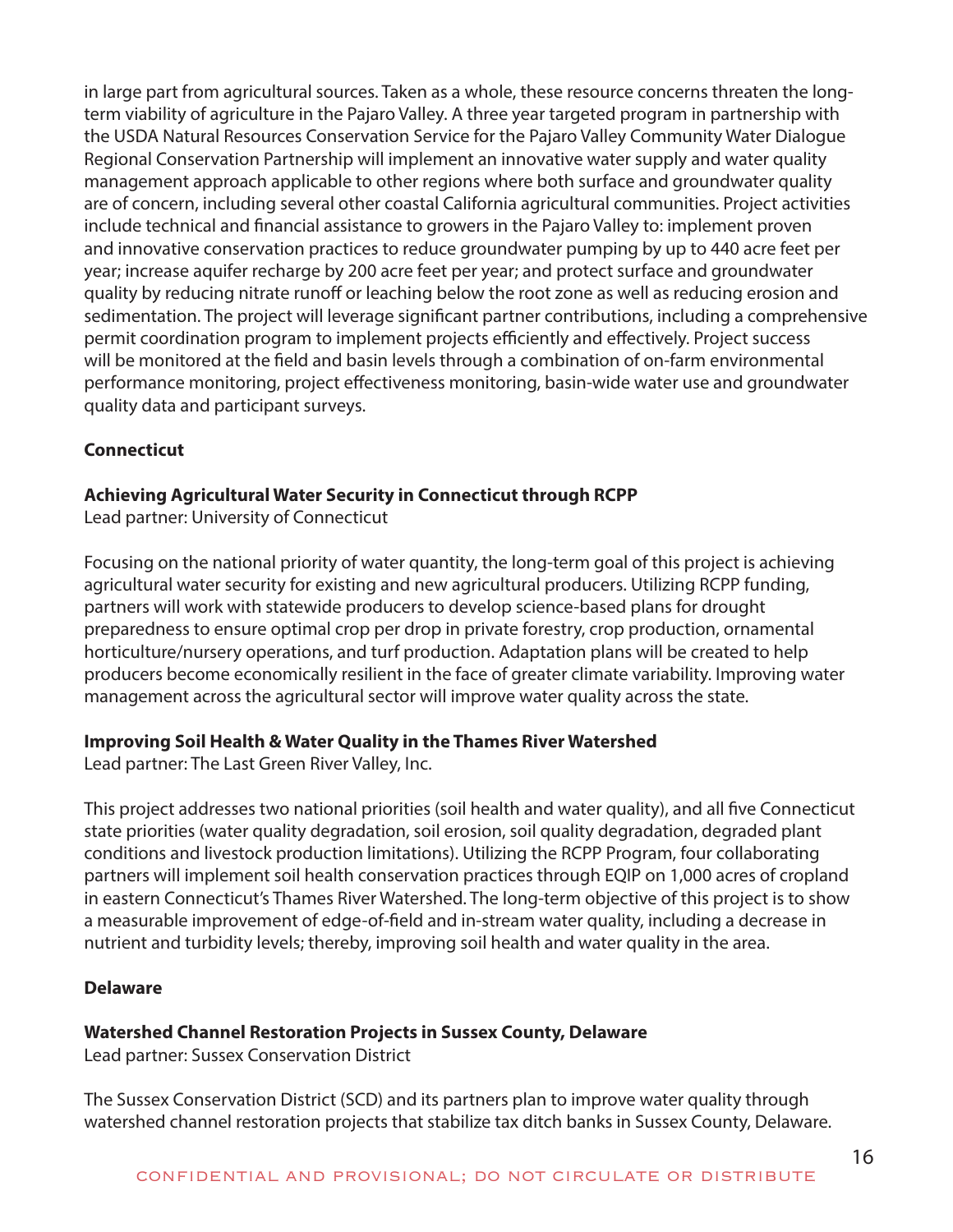in large part from agricultural sources. Taken as a whole, these resource concerns threaten the long-term viability of agriculture in the Pajaro Valley. A three year targeted program in partnership with the USDA Natural Resources Conservation Service for the Pajaro Valley Community Water Dialogue Regional Conservation Partnership will implement an innovative water supply and water quality management approach applicable to other regions where both surface and groundwater quality are of concern, including several other coastal California agricultural communities. Project activities include technical and financial assistance to growers in the Pajaro Valley to: implement proven and innovative conservation practices to reduce groundwater pumping by up to 440 acre feet per year; increase aquifer recharge by 200 acre feet per year; and protect surface and groundwater quality by reducing nitrate runoff or leaching below the root zone as well as reducing erosion and sedimentation. The project will leverage significant partner contributions, including a comprehensive permit coordination program to implement projects efficiently and effectively. Project success will be monitored at the field and basin levels through a combination of on-farm environmental performance monitoring, project effectiveness monitoring, basin-wide water use and groundwater quality data and participant surveys.

## Connecticut

### Achieving Agricultural Water Security in Connecticut through RCPP

Lead partner: University of Connecticut

Focusing on the national priority of water quantity, the long-term goal of this project is achieving agricultural water security for existing and new agricultural producers. Utilizing RCPP funding, partners will work with statewide producers to develop science-based plans for drought preparedness to ensure optimal crop per drop in private forestry, crop production, ornamental horticulture/nursery operations, and turf production. Adaptation plans will be created to help producers become economically resilient in the face of greater climate variability. Improving water management across the agricultural sector will improve water quality across the state.

### Improving Soil Health & Water Quality in the Thames River Watershed

Lead partner: The Last Green River Valley, Inc.

This project addresses two national priorities (soil health and water quality), and all five Connecticut state priorities (water quality degradation, soil erosion, soil quality degradation, degraded plant conditions and livestock production limitations). Utilizing the RCPP Program, four collaborating partners will implement soil health conservation practices through EQIP on 1,000 acres of cropland in eastern Connecticut's Thames River Watershed. The long-term objective of this project is to show a measurable improvement of edge-of-field and in-stream water quality, including a decrease in nutrient and turbidity levels; thereby, improving soil health and water quality in the area.

## Delaware

### Watershed Channel Restoration Projects in Sussex County, Delaware

Lead partner: Sussex Conservation District

The Sussex Conservation District (SCD) and its partners plan to improve water quality through watershed channel restoration projects that stabilize tax ditch banks in Sussex County, Delaware.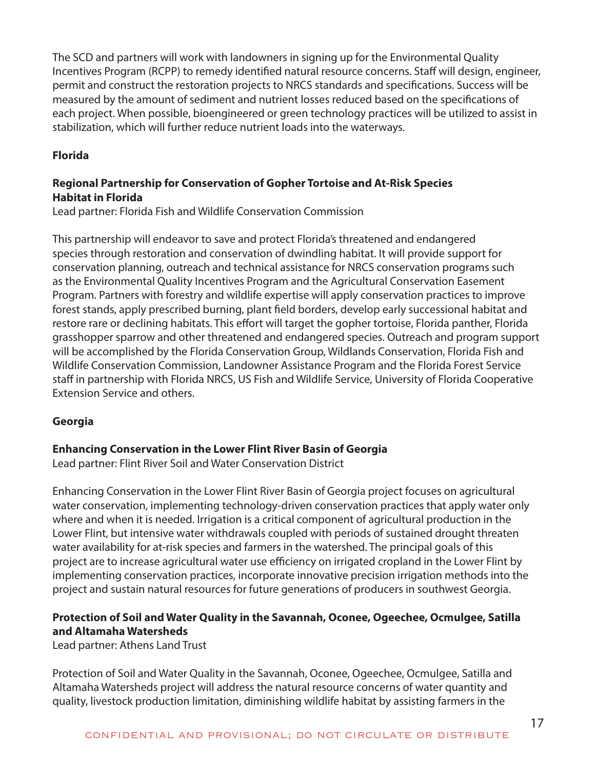The SCD and partners will work with landowners in signing up for the Environmental Quality Incentives Program (RCPP) to remedy identified natural resource concerns. Staff will design, engineer, permit and construct the restoration projects to NRCS standards and specifications. Success will be measured by the amount of sediment and nutrient losses reduced based on the specifications of each project. When possible, bioengineered or green technology practices will be utilized to assist in stabilization, which will further reduce nutrient loads into the waterways.

## Florida

### Regional Partnership for Conservation of Gopher Tortoise and At-Risk Species Habitat in Florida

Lead partner: Florida Fish and Wildlife Conservation Commission

This partnership will endeavor to save and protect Florida's threatened and endangered species through restoration and conservation of dwindling habitat. It will provide support for conservation planning, outreach and technical assistance for NRCS conservation programs such as the Environmental Quality Incentives Program and the Agricultural Conservation Easement Program. Partners with forestry and wildlife expertise will apply conservation practices to improve forest stands, apply prescribed burning, plant field borders, develop early successional habitat and restore rare or declining habitats. This effort will target the gopher tortoise, Florida panther, Florida grasshopper sparrow and other threatened and endangered species. Outreach and program support will be accomplished by the Florida Conservation Group, Wildlands Conservation, Florida Fish and Wildlife Conservation Commission, Landowner Assistance Program and the Florida Forest Service staff in partnership with Florida NRCS, US Fish and Wildlife Service, University of Florida Cooperative Extension Service and others.

## Georgia

### Enhancing Conservation in the Lower Flint River Basin of Georgia

Lead partner: Flint River Soil and Water Conservation District

Enhancing Conservation in the Lower Flint River Basin of Georgia project focuses on agricultural water conservation, implementing technology-driven conservation practices that apply water only where and when it is needed. Irrigation is a critical component of agricultural production in the Lower Flint, but intensive water withdrawals coupled with periods of sustained drought threaten water availability for at-risk species and farmers in the watershed. The principal goals of this project are to increase agricultural water use efficiency on irrigated cropland in the Lower Flint by implementing conservation practices, incorporate innovative precision irrigation methods into the project and sustain natural resources for future generations of producers in southwest Georgia.

### Protection of Soil and Water Quality in the Savannah, Oconee, Ogeechee, Ocmulgee, Satilla and Altamaha Watersheds

Lead partner: Athens Land Trust

Protection of Soil and Water Quality in the Savannah, Oconee, Ogeechee, Ocmulgee, Satilla and Altamaha Watersheds project will address the natural resource concerns of water quantity and quality, livestock production limitation, diminishing wildlife habitat by assisting farmers in the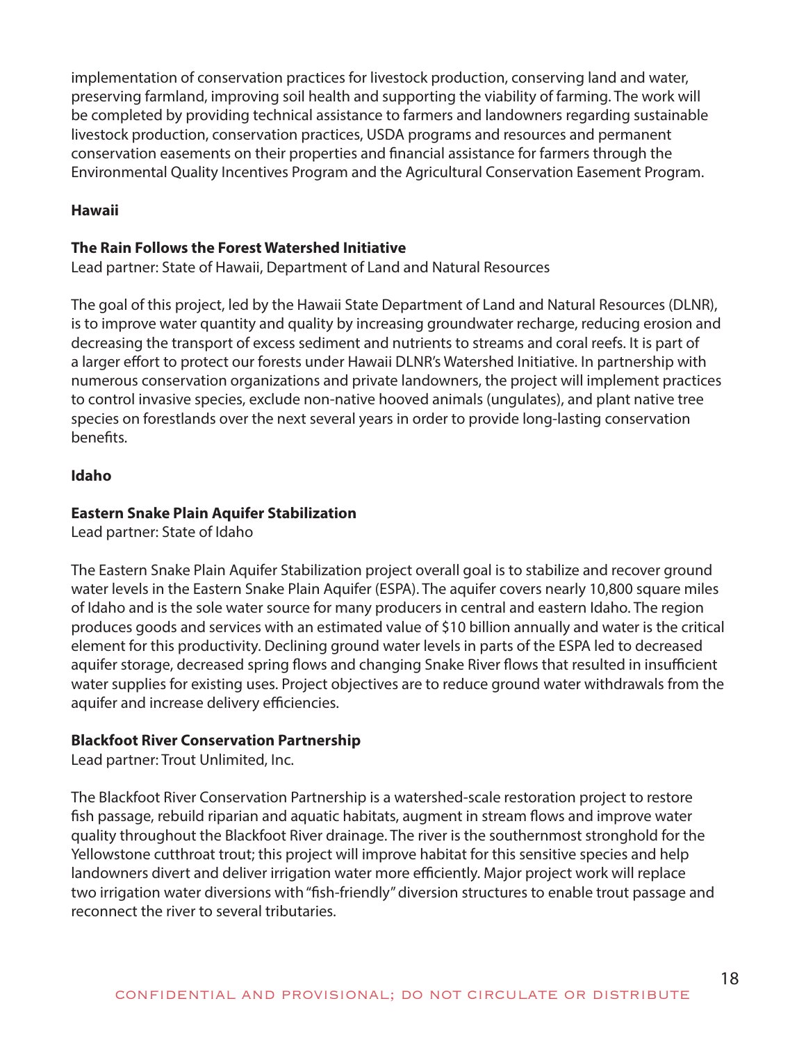implementation of conservation practices for livestock production, conserving land and water, preserving farmland, improving soil health and supporting the viability of farming. The work will be completed by providing technical assistance to farmers and landowners regarding sustainable livestock production, conservation practices, USDA programs and resources and permanent conservation easements on their properties and financial assistance for farmers through the Environmental Quality Incentives Program and the Agricultural Conservation Easement Program.

## Hawaii

### The Rain Follows the Forest Watershed Initiative

Lead partner: State of Hawaii, Department of Land and Natural Resources

The goal of this project, led by the Hawaii State Department of Land and Natural Resources (DLNR), is to improve water quantity and quality by increasing groundwater recharge, reducing erosion and decreasing the transport of excess sediment and nutrients to streams and coral reefs. It is part of a larger effort to protect our forests under Hawaii DLNR's Watershed Initiative. In partnership with numerous conservation organizations and private landowners, the project will implement practices to control invasive species, exclude non-native hooved animals (ungulates), and plant native tree species on forestlands over the next several years in order to provide long-lasting conservation benefits.

## Idaho

### Eastern Snake Plain Aquifer Stabilization

Lead partner: State of Idaho

The Eastern Snake Plain Aquifer Stabilization project overall goal is to stabilize and recover ground water levels in the Eastern Snake Plain Aquifer (ESPA). The aquifer covers nearly 10,800 square miles of Idaho and is the sole water source for many producers in central and eastern Idaho. The region produces goods and services with an estimated value of $10 billion annually and water is the critical element for this productivity. Declining ground water levels in parts of the ESPA led to decreased aquifer storage, decreased spring flows and changing Snake River flows that resulted in insufficient water supplies for existing uses. Project objectives are to reduce ground water withdrawals from the aquifer and increase delivery efficiencies.

### Blackfoot River Conservation Partnership

Lead partner: Trout Unlimited, Inc.

The Blackfoot River Conservation Partnership is a watershed-scale restoration project to restore fish passage, rebuild riparian and aquatic habitats, augment in stream flows and improve water quality throughout the Blackfoot River drainage. The river is the southernmost stronghold for the Yellowstone cutthroat trout; this project will improve habitat for this sensitive species and help landowners divert and deliver irrigation water more efficiently. Major project work will replace two irrigation water diversions with "fish-friendly" diversion structures to enable trout passage and reconnect the river to several tributaries.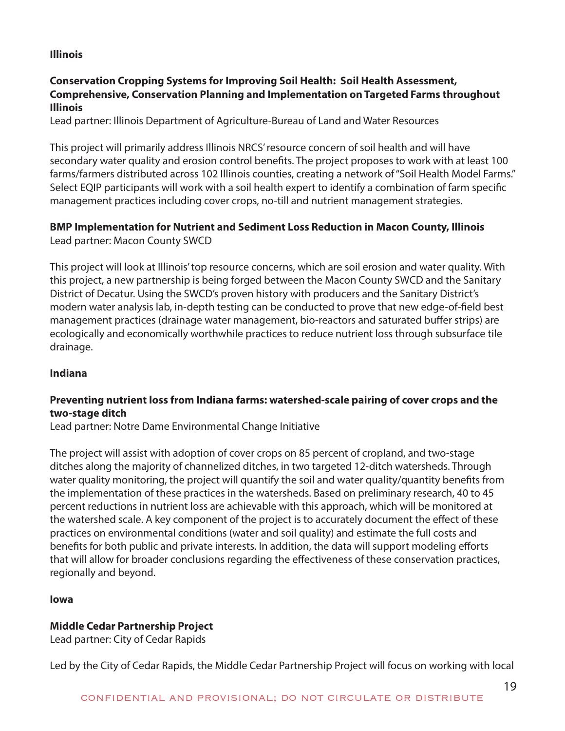**Illinois**

**Conservation Cropping Systems for Improving Soil Health: Soil Health Assessment, Comprehensive, Conservation Planning and Implementation on Targeted Farms throughout Illinois**
Lead partner: Illinois Department of Agriculture-Bureau of Land and Water Resources

This project will primarily address Illinois NRCS' resource concern of soil health and will have secondary water quality and erosion control benefits. The project proposes to work with at least 100 farms/farmers distributed across 102 Illinois counties, creating a network of "Soil Health Model Farms." Select EQIP participants will work with a soil health expert to identify a combination of farm specific management practices including cover crops, no-till and nutrient management strategies.

**BMP Implementation for Nutrient and Sediment Loss Reduction in Macon County, Illinois**
Lead partner: Macon County SWCD

This project will look at Illinois' top resource concerns, which are soil erosion and water quality. With this project, a new partnership is being forged between the Macon County SWCD and the Sanitary District of Decatur. Using the SWCD's proven history with producers and the Sanitary District's modern water analysis lab, in-depth testing can be conducted to prove that new edge-of-field best management practices (drainage water management, bio-reactors and saturated buffer strips) are ecologically and economically worthwhile practices to reduce nutrient loss through subsurface tile drainage.

**Indiana**

**Preventing nutrient loss from Indiana farms: watershed-scale pairing of cover crops and the two-stage ditch**
Lead partner: Notre Dame Environmental Change Initiative

The project will assist with adoption of cover crops on 85 percent of cropland, and two-stage ditches along the majority of channelized ditches, in two targeted 12-ditch watersheds. Through water quality monitoring, the project will quantify the soil and water quality/quantity benefits from the implementation of these practices in the watersheds. Based on preliminary research, 40 to 45 percent reductions in nutrient loss are achievable with this approach, which will be monitored at the watershed scale. A key component of the project is to accurately document the effect of these practices on environmental conditions (water and soil quality) and estimate the full costs and benefits for both public and private interests. In addition, the data will support modeling efforts that will allow for broader conclusions regarding the effectiveness of these conservation practices, regionally and beyond.

**Iowa**

**Middle Cedar Partnership Project**
Lead partner: City of Cedar Rapids

Led by the City of Cedar Rapids, the Middle Cedar Partnership Project will focus on working with local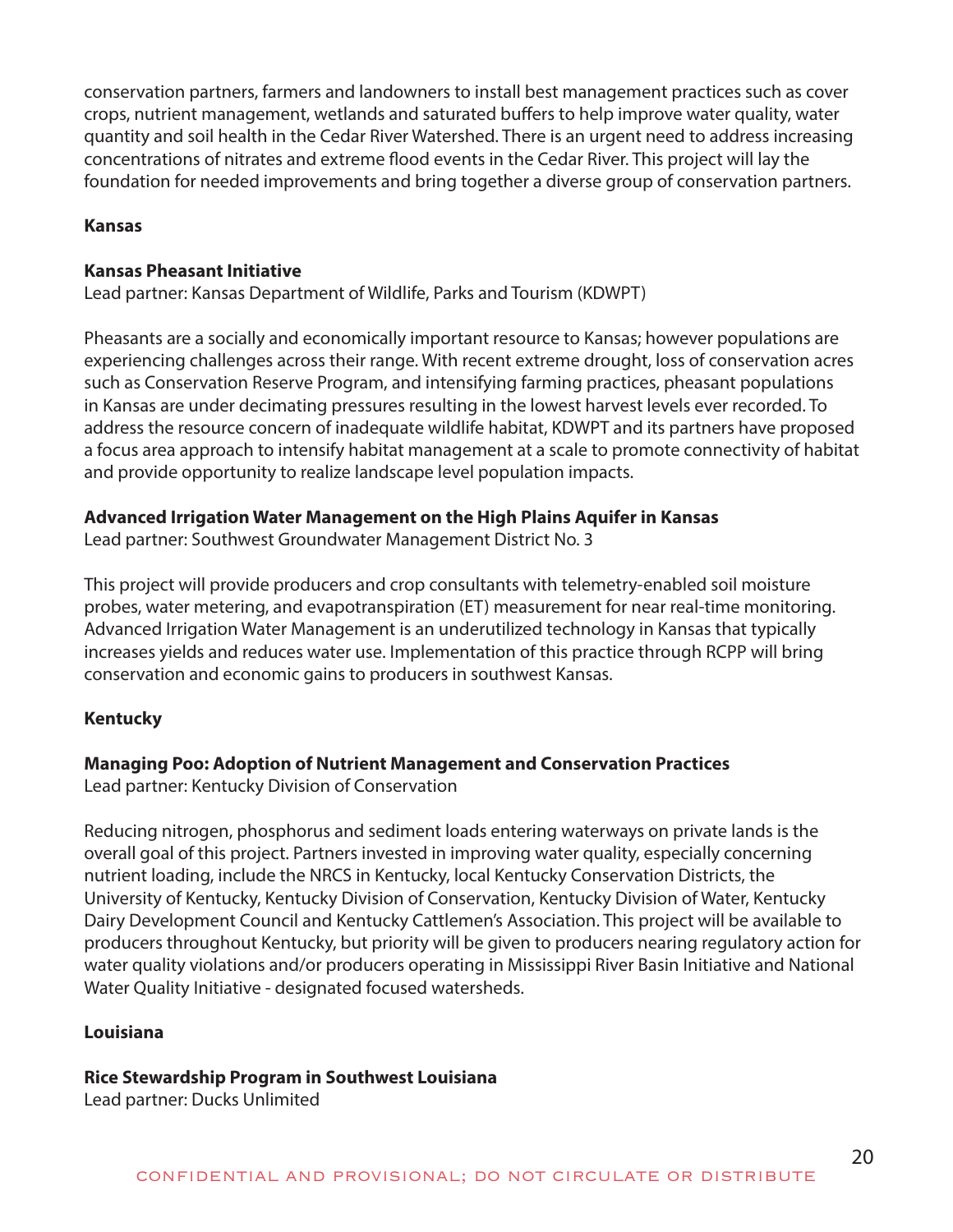conservation partners, farmers and landowners to install best management practices such as cover crops, nutrient management, wetlands and saturated buffers to help improve water quality, water quantity and soil health in the Cedar River Watershed. There is an urgent need to address increasing concentrations of nitrates and extreme flood events in the Cedar River. This project will lay the foundation for needed improvements and bring together a diverse group of conservation partners.

## Kansas

### Kansas Pheasant Initiative

Lead partner: Kansas Department of Wildlife, Parks and Tourism (KDWPT)

Pheasants are a socially and economically important resource to Kansas; however populations are experiencing challenges across their range. With recent extreme drought, loss of conservation acres such as Conservation Reserve Program, and intensifying farming practices, pheasant populations in Kansas are under decimating pressures resulting in the lowest harvest levels ever recorded. To address the resource concern of inadequate wildlife habitat, KDWPT and its partners have proposed a focus area approach to intensify habitat management at a scale to promote connectivity of habitat and provide opportunity to realize landscape level population impacts.

### Advanced Irrigation Water Management on the High Plains Aquifer in Kansas

Lead partner: Southwest Groundwater Management District No. 3

This project will provide producers and crop consultants with telemetry-enabled soil moisture probes, water metering, and evapotranspiration (ET) measurement for near real-time monitoring. Advanced Irrigation Water Management is an underutilized technology in Kansas that typically increases yields and reduces water use. Implementation of this practice through RCPP will bring conservation and economic gains to producers in southwest Kansas.

## Kentucky

### Managing Poo: Adoption of Nutrient Management and Conservation Practices

Lead partner: Kentucky Division of Conservation

Reducing nitrogen, phosphorus and sediment loads entering waterways on private lands is the overall goal of this project. Partners invested in improving water quality, especially concerning nutrient loading, include the NRCS in Kentucky, local Kentucky Conservation Districts, the University of Kentucky, Kentucky Division of Conservation, Kentucky Division of Water, Kentucky Dairy Development Council and Kentucky Cattlemen's Association. This project will be available to producers throughout Kentucky, but priority will be given to producers nearing regulatory action for water quality violations and/or producers operating in Mississippi River Basin Initiative and National Water Quality Initiative - designated focused watersheds.

## Louisiana

### Rice Stewardship Program in Southwest Louisiana

Lead partner: Ducks Unlimited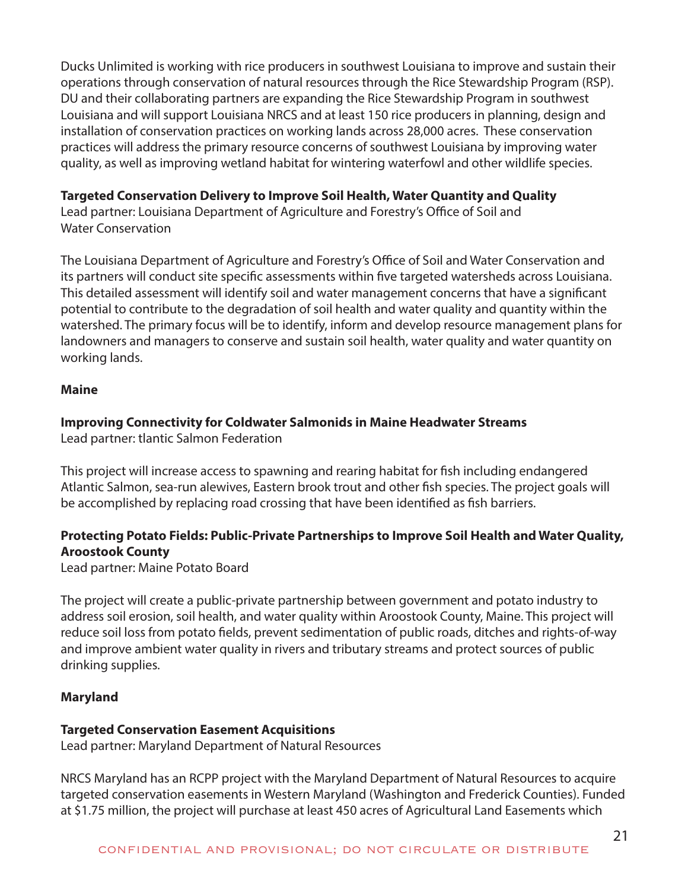Ducks Unlimited is working with rice producers in southwest Louisiana to improve and sustain their operations through conservation of natural resources through the Rice Stewardship Program (RSP). DU and their collaborating partners are expanding the Rice Stewardship Program in southwest Louisiana and will support Louisiana NRCS and at least 150 rice producers in planning, design and installation of conservation practices on working lands across 28,000 acres. These conservation practices will address the primary resource concerns of southwest Louisiana by improving water quality, as well as improving wetland habitat for wintering waterfowl and other wildlife species.

**Targeted Conservation Delivery to Improve Soil Health, Water Quantity and Quality**
Lead partner: Louisiana Department of Agriculture and Forestry's Office of Soil and Water Conservation

The Louisiana Department of Agriculture and Forestry's Office of Soil and Water Conservation and its partners will conduct site specific assessments within five targeted watersheds across Louisiana. This detailed assessment will identify soil and water management concerns that have a significant potential to contribute to the degradation of soil health and water quality and quantity within the watershed. The primary focus will be to identify, inform and develop resource management plans for landowners and managers to conserve and sustain soil health, water quality and water quantity on working lands.

**Maine**

**Improving Connectivity for Coldwater Salmonids in Maine Headwater Streams**
Lead partner: tlantic Salmon Federation

This project will increase access to spawning and rearing habitat for fish including endangered Atlantic Salmon, sea-run alewives, Eastern brook trout and other fish species. The project goals will be accomplished by replacing road crossing that have been identified as fish barriers.

**Protecting Potato Fields: Public-Private Partnerships to Improve Soil Health and Water Quality, Aroostook County**
Lead partner: Maine Potato Board

The project will create a public-private partnership between government and potato industry to address soil erosion, soil health, and water quality within Aroostook County, Maine. This project will reduce soil loss from potato fields, prevent sedimentation of public roads, ditches and rights-of-way and improve ambient water quality in rivers and tributary streams and protect sources of public drinking supplies.

**Maryland**

**Targeted Conservation Easement Acquisitions**
Lead partner: Maryland Department of Natural Resources

NRCS Maryland has an RCPP project with the Maryland Department of Natural Resources to acquire targeted conservation easements in Western Maryland (Washington and Frederick Counties). Funded at $1.75 million, the project will purchase at least 450 acres of Agricultural Land Easements which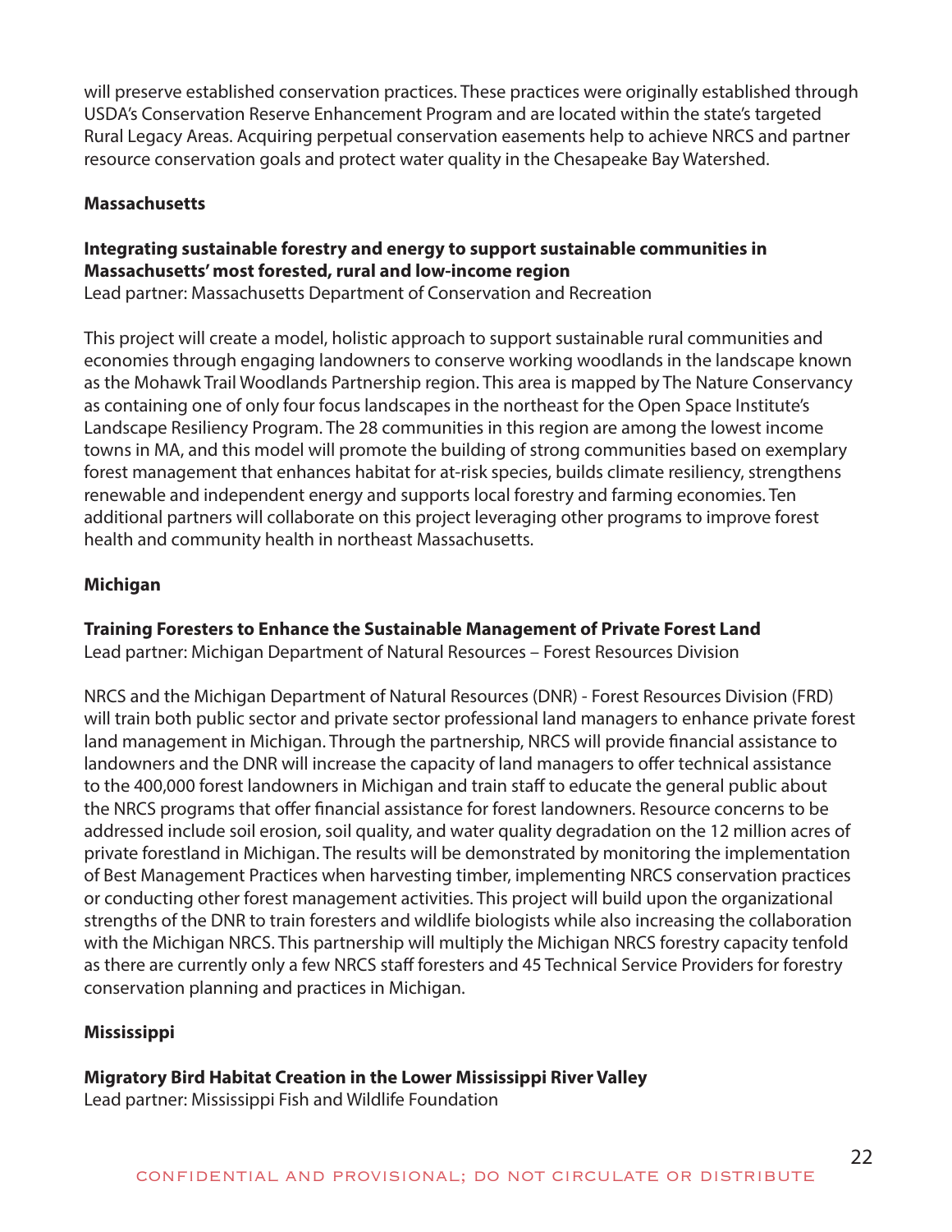will preserve established conservation practices. These practices were originally established through USDA's Conservation Reserve Enhancement Program and are located within the state's targeted Rural Legacy Areas. Acquiring perpetual conservation easements help to achieve NRCS and partner resource conservation goals and protect water quality in the Chesapeake Bay Watershed.

**Massachusetts**

**Integrating sustainable forestry and energy to support sustainable communities in Massachusetts' most forested, rural and low-income region**
Lead partner: Massachusetts Department of Conservation and Recreation

This project will create a model, holistic approach to support sustainable rural communities and economies through engaging landowners to conserve working woodlands in the landscape known as the Mohawk Trail Woodlands Partnership region. This area is mapped by The Nature Conservancy as containing one of only four focus landscapes in the northeast for the Open Space Institute's Landscape Resiliency Program. The 28 communities in this region are among the lowest income towns in MA, and this model will promote the building of strong communities based on exemplary forest management that enhances habitat for at-risk species, builds climate resiliency, strengthens renewable and independent energy and supports local forestry and farming economies. Ten additional partners will collaborate on this project leveraging other programs to improve forest health and community health in northeast Massachusetts.

**Michigan**

**Training Foresters to Enhance the Sustainable Management of Private Forest Land**
Lead partner: Michigan Department of Natural Resources – Forest Resources Division

NRCS and the Michigan Department of Natural Resources (DNR) - Forest Resources Division (FRD) will train both public sector and private sector professional land managers to enhance private forest land management in Michigan. Through the partnership, NRCS will provide financial assistance to landowners and the DNR will increase the capacity of land managers to offer technical assistance to the 400,000 forest landowners in Michigan and train staff to educate the general public about the NRCS programs that offer financial assistance for forest landowners. Resource concerns to be addressed include soil erosion, soil quality, and water quality degradation on the 12 million acres of private forestland in Michigan. The results will be demonstrated by monitoring the implementation of Best Management Practices when harvesting timber, implementing NRCS conservation practices or conducting other forest management activities. This project will build upon the organizational strengths of the DNR to train foresters and wildlife biologists while also increasing the collaboration with the Michigan NRCS. This partnership will multiply the Michigan NRCS forestry capacity tenfold as there are currently only a few NRCS staff foresters and 45 Technical Service Providers for forestry conservation planning and practices in Michigan.

**Mississippi**

**Migratory Bird Habitat Creation in the Lower Mississippi River Valley**
Lead partner: Mississippi Fish and Wildlife Foundation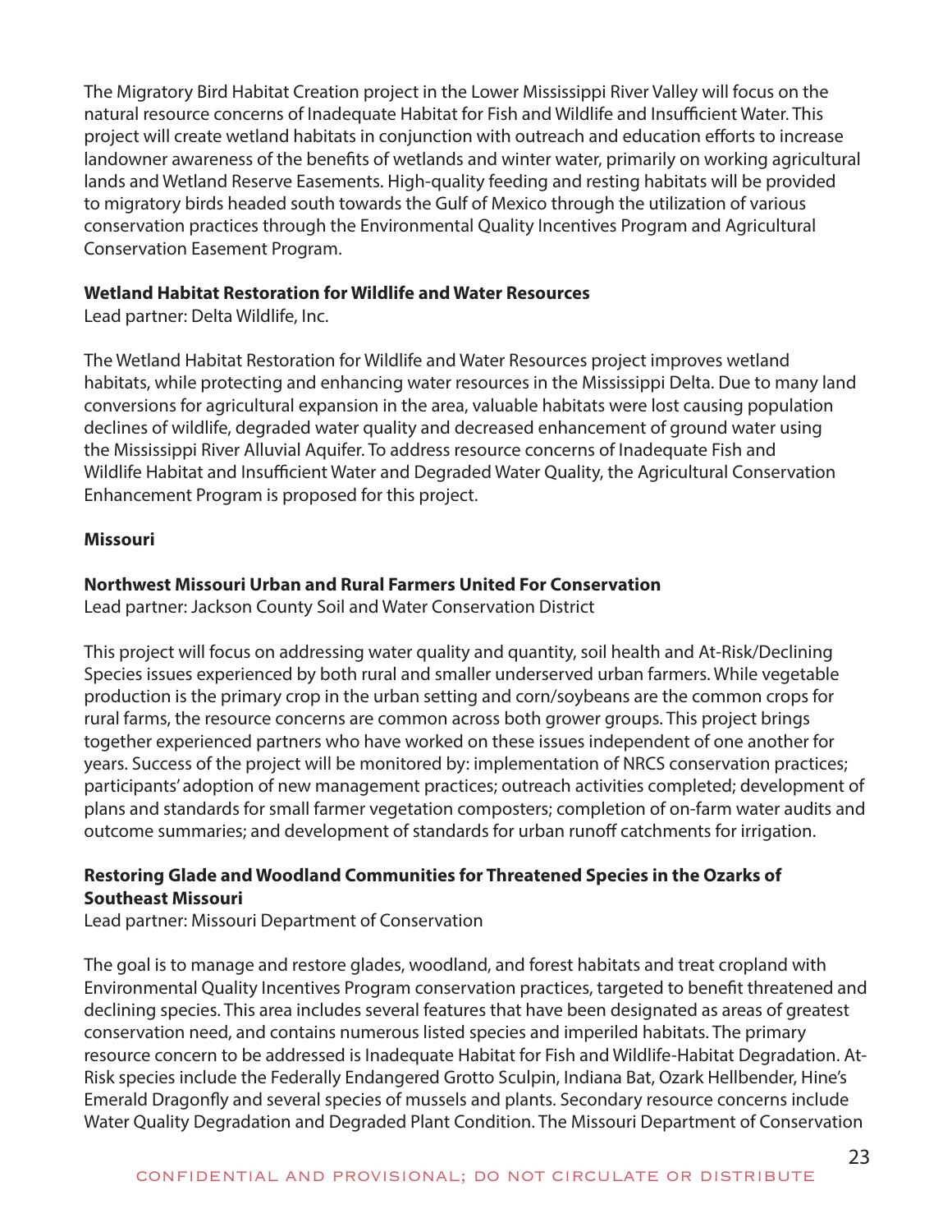The Migratory Bird Habitat Creation project in the Lower Mississippi River Valley will focus on the natural resource concerns of Inadequate Habitat for Fish and Wildlife and Insufficient Water. This project will create wetland habitats in conjunction with outreach and education efforts to increase landowner awareness of the benefits of wetlands and winter water, primarily on working agricultural lands and Wetland Reserve Easements. High-quality feeding and resting habitats will be provided to migratory birds headed south towards the Gulf of Mexico through the utilization of various conservation practices through the Environmental Quality Incentives Program and Agricultural Conservation Easement Program.

**Wetland Habitat Restoration for Wildlife and Water Resources**

Lead partner: Delta Wildlife, Inc.

The Wetland Habitat Restoration for Wildlife and Water Resources project improves wetland habitats, while protecting and enhancing water resources in the Mississippi Delta. Due to many land conversions for agricultural expansion in the area, valuable habitats were lost causing population declines of wildlife, degraded water quality and decreased enhancement of ground water using the Mississippi River Alluvial Aquifer. To address resource concerns of Inadequate Fish and Wildlife Habitat and Insufficient Water and Degraded Water Quality, the Agricultural Conservation Enhancement Program is proposed for this project.

**Missouri**

**Northwest Missouri Urban and Rural Farmers United For Conservation**

Lead partner: Jackson County Soil and Water Conservation District

This project will focus on addressing water quality and quantity, soil health and At-Risk/Declining Species issues experienced by both rural and smaller underserved urban farmers. While vegetable production is the primary crop in the urban setting and corn/soybeans are the common crops for rural farms, the resource concerns are common across both grower groups. This project brings together experienced partners who have worked on these issues independent of one another for years. Success of the project will be monitored by: implementation of NRCS conservation practices; participants' adoption of new management practices; outreach activities completed; development of plans and standards for small farmer vegetation composters; completion of on-farm water audits and outcome summaries; and development of standards for urban runoff catchments for irrigation.

**Restoring Glade and Woodland Communities for Threatened Species in the Ozarks of Southeast Missouri**

Lead partner: Missouri Department of Conservation

The goal is to manage and restore glades, woodland, and forest habitats and treat cropland with Environmental Quality Incentives Program conservation practices, targeted to benefit threatened and declining species. This area includes several features that have been designated as areas of greatest conservation need, and contains numerous listed species and imperiled habitats. The primary resource concern to be addressed is Inadequate Habitat for Fish and Wildlife-Habitat Degradation. At-Risk species include the Federally Endangered Grotto Sculpin, Indiana Bat, Ozark Hellbender, Hine's Emerald Dragonfly and several species of mussels and plants. Secondary resource concerns include Water Quality Degradation and Degraded Plant Condition. The Missouri Department of Conservation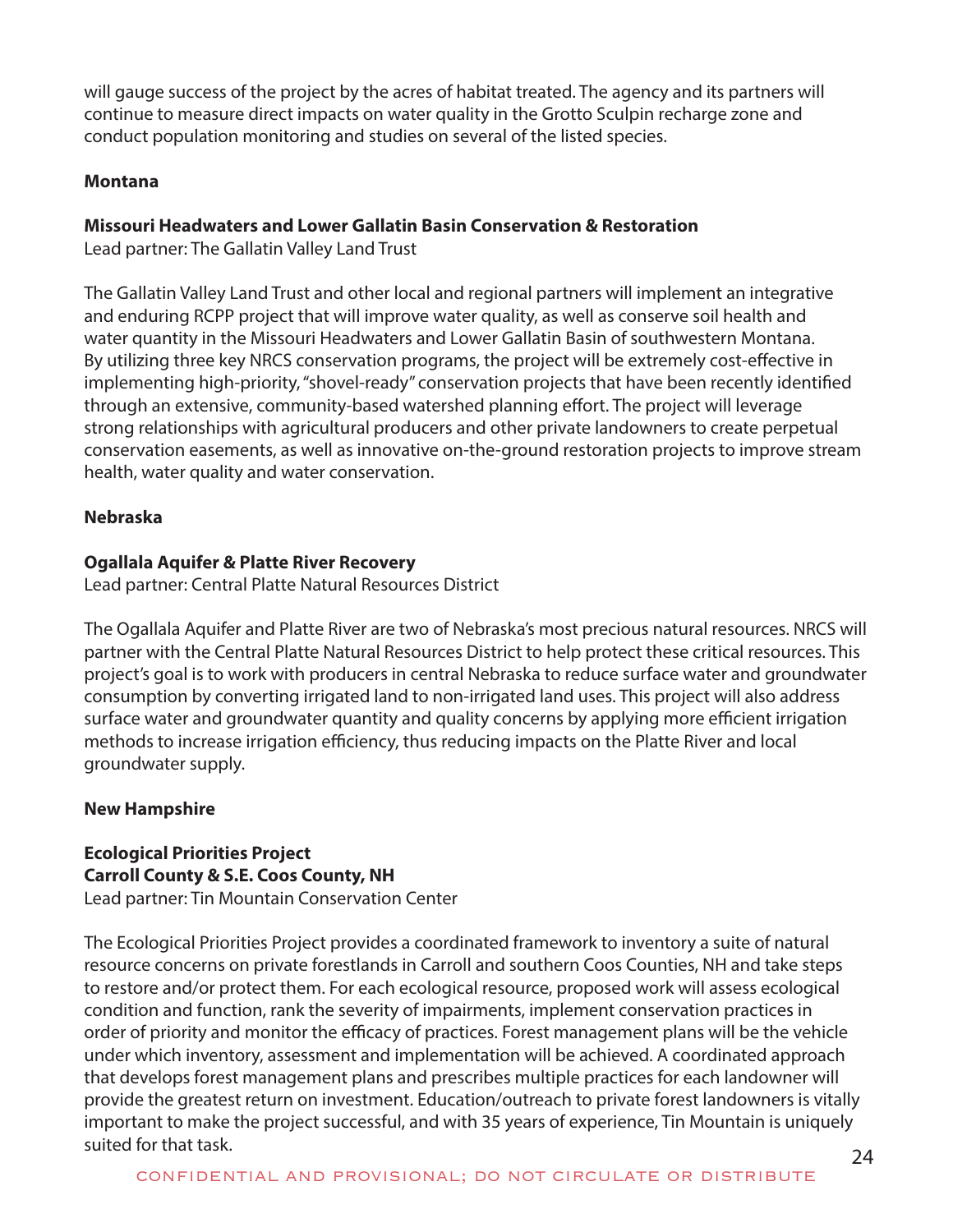will gauge success of the project by the acres of habitat treated. The agency and its partners will continue to measure direct impacts on water quality in the Grotto Sculpin recharge zone and conduct population monitoring and studies on several of the listed species.

### Montana

**Missouri Headwaters and Lower Gallatin Basin Conservation & Restoration**
Lead partner: The Gallatin Valley Land Trust

The Gallatin Valley Land Trust and other local and regional partners will implement an integrative and enduring RCPP project that will improve water quality, as well as conserve soil health and water quantity in the Missouri Headwaters and Lower Gallatin Basin of southwestern Montana. By utilizing three key NRCS conservation programs, the project will be extremely cost-effective in implementing high-priority, "shovel-ready" conservation projects that have been recently identified through an extensive, community-based watershed planning effort. The project will leverage strong relationships with agricultural producers and other private landowners to create perpetual conservation easements, as well as innovative on-the-ground restoration projects to improve stream health, water quality and water conservation.

### Nebraska

**Ogallala Aquifer & Platte River Recovery**
Lead partner: Central Platte Natural Resources District

The Ogallala Aquifer and Platte River are two of Nebraska's most precious natural resources. NRCS will partner with the Central Platte Natural Resources District to help protect these critical resources. This project's goal is to work with producers in central Nebraska to reduce surface water and groundwater consumption by converting irrigated land to non-irrigated land uses. This project will also address surface water and groundwater quantity and quality concerns by applying more efficient irrigation methods to increase irrigation efficiency, thus reducing impacts on the Platte River and local groundwater supply.

### New Hampshire

**Ecological Priorities Project**
**Carroll County & S.E. Coos County, NH**
Lead partner: Tin Mountain Conservation Center

The Ecological Priorities Project provides a coordinated framework to inventory a suite of natural resource concerns on private forestlands in Carroll and southern Coos Counties, NH and take steps to restore and/or protect them. For each ecological resource, proposed work will assess ecological condition and function, rank the severity of impairments, implement conservation practices in order of priority and monitor the efficacy of practices. Forest management plans will be the vehicle under which inventory, assessment and implementation will be achieved. A coordinated approach that develops forest management plans and prescribes multiple practices for each landowner will provide the greatest return on investment. Education/outreach to private forest landowners is vitally important to make the project successful, and with 35 years of experience, Tin Mountain is uniquely suited for that task.

CONFIDENTIAL AND PROVISIONAL; DO NOT CIRCULATE OR DISTRIBUTE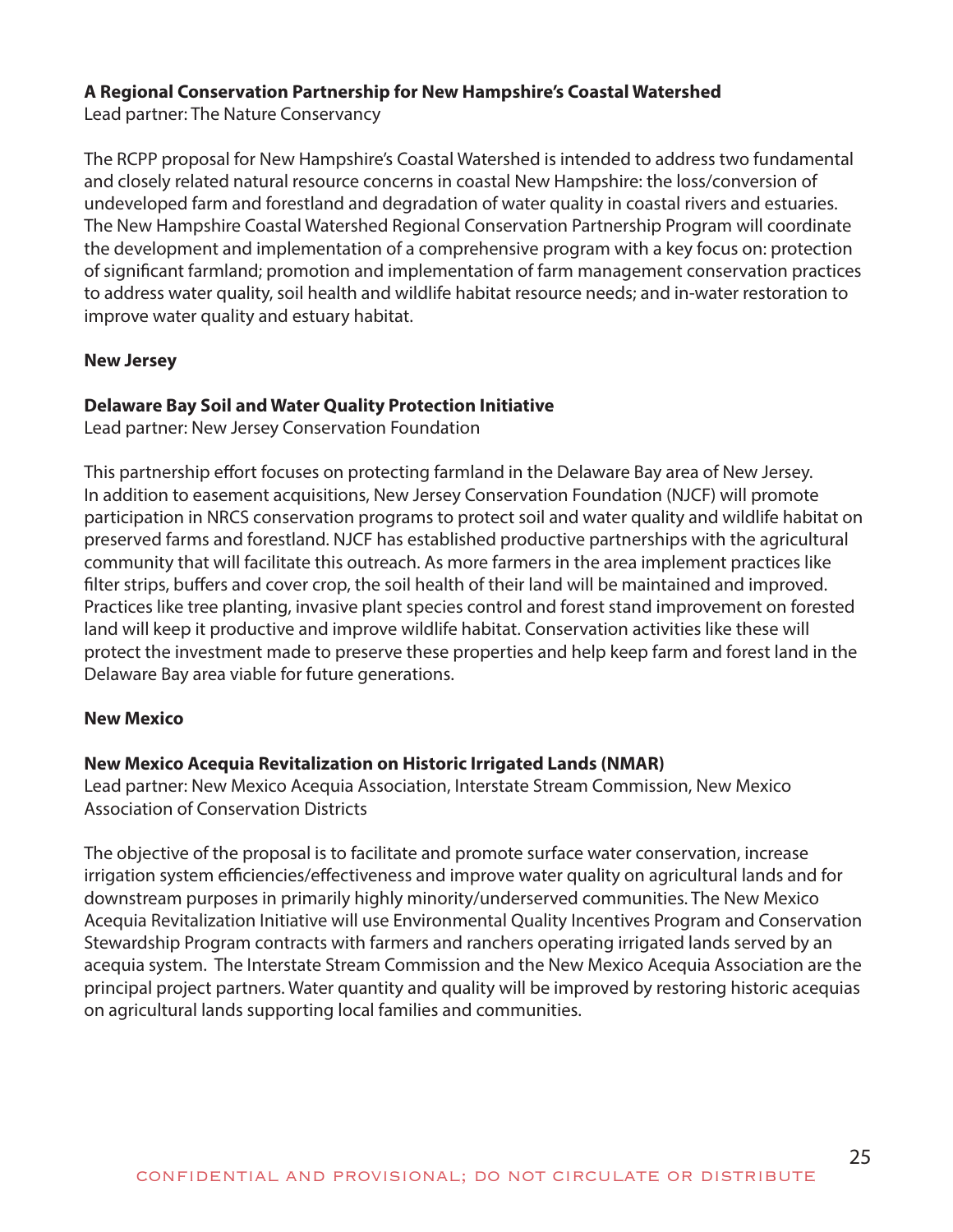**A Regional Conservation Partnership for New Hampshire's Coastal Watershed**
Lead partner: The Nature Conservancy

The RCPP proposal for New Hampshire's Coastal Watershed is intended to address two fundamental and closely related natural resource concerns in coastal New Hampshire: the loss/conversion of undeveloped farm and forestland and degradation of water quality in coastal rivers and estuaries. The New Hampshire Coastal Watershed Regional Conservation Partnership Program will coordinate the development and implementation of a comprehensive program with a key focus on: protection of significant farmland; promotion and implementation of farm management conservation practices to address water quality, soil health and wildlife habitat resource needs; and in-water restoration to improve water quality and estuary habitat.

## New Jersey

**Delaware Bay Soil and Water Quality Protection Initiative**
Lead partner: New Jersey Conservation Foundation

This partnership effort focuses on protecting farmland in the Delaware Bay area of New Jersey. In addition to easement acquisitions, New Jersey Conservation Foundation (NJCF) will promote participation in NRCS conservation programs to protect soil and water quality and wildlife habitat on preserved farms and forestland. NJCF has established productive partnerships with the agricultural community that will facilitate this outreach. As more farmers in the area implement practices like filter strips, buffers and cover crop, the soil health of their land will be maintained and improved. Practices like tree planting, invasive plant species control and forest stand improvement on forested land will keep it productive and improve wildlife habitat. Conservation activities like these will protect the investment made to preserve these properties and help keep farm and forest land in the Delaware Bay area viable for future generations.

## New Mexico

**New Mexico Acequia Revitalization on Historic Irrigated Lands (NMAR)**
Lead partner: New Mexico Acequia Association, Interstate Stream Commission, New Mexico Association of Conservation Districts

The objective of the proposal is to facilitate and promote surface water conservation, increase irrigation system efficiencies/effectiveness and improve water quality on agricultural lands and for downstream purposes in primarily highly minority/underserved communities. The New Mexico Acequia Revitalization Initiative will use Environmental Quality Incentives Program and Conservation Stewardship Program contracts with farmers and ranchers operating irrigated lands served by an acequia system. The Interstate Stream Commission and the New Mexico Acequia Association are the principal project partners. Water quantity and quality will be improved by restoring historic acequias on agricultural lands supporting local families and communities.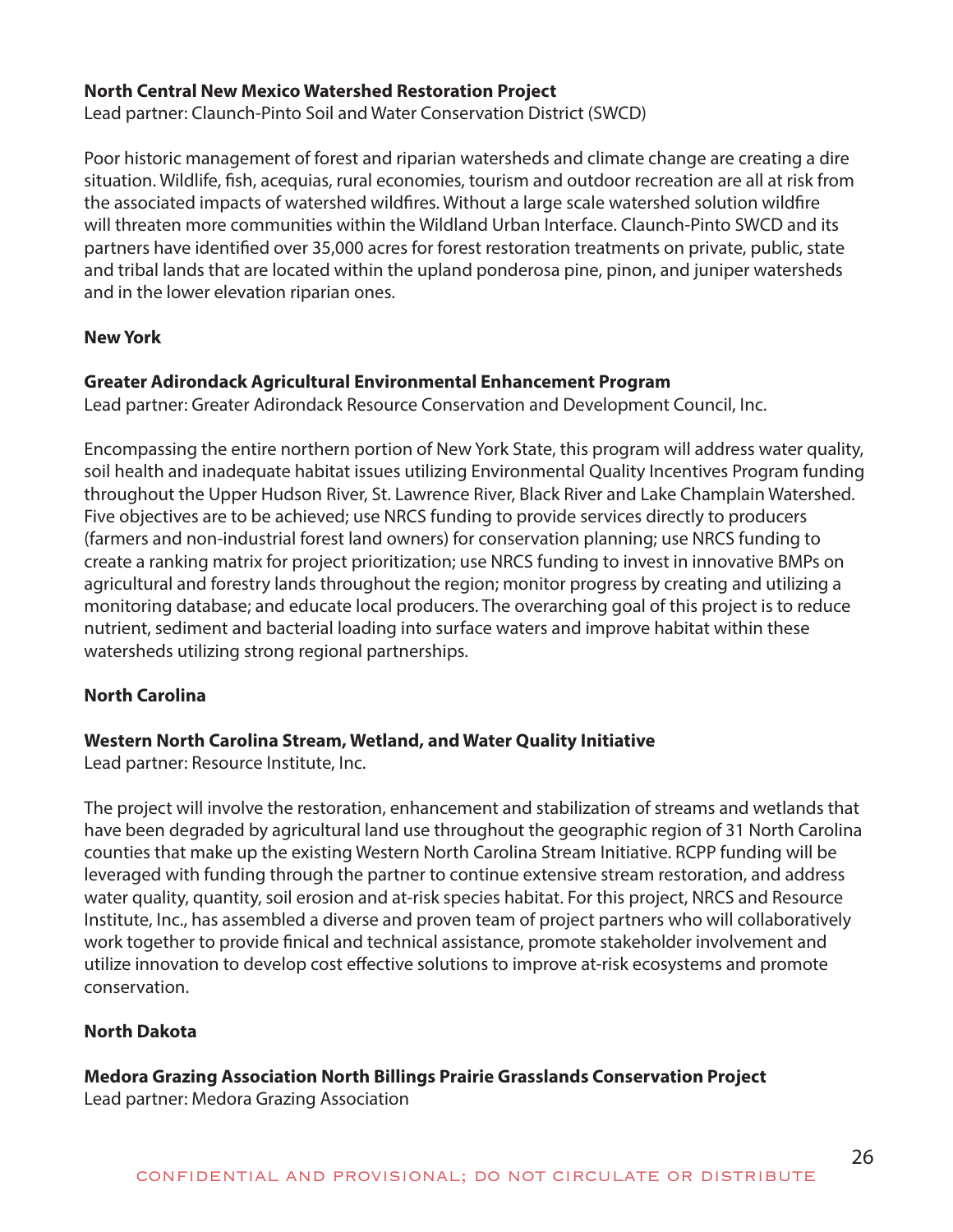**North Central New Mexico Watershed Restoration Project**
Lead partner: Claunch-Pinto Soil and Water Conservation District (SWCD)

Poor historic management of forest and riparian watersheds and climate change are creating a dire situation. Wildlife, fish, acequias, rural economies, tourism and outdoor recreation are all at risk from the associated impacts of watershed wildfires. Without a large scale watershed solution wildfire will threaten more communities within the Wildland Urban Interface. Claunch-Pinto SWCD and its partners have identified over 35,000 acres for forest restoration treatments on private, public, state and tribal lands that are located within the upland ponderosa pine, pinon, and juniper watersheds and in the lower elevation riparian ones.

**New York**

**Greater Adirondack Agricultural Environmental Enhancement Program**
Lead partner: Greater Adirondack Resource Conservation and Development Council, Inc.

Encompassing the entire northern portion of New York State, this program will address water quality, soil health and inadequate habitat issues utilizing Environmental Quality Incentives Program funding throughout the Upper Hudson River, St. Lawrence River, Black River and Lake Champlain Watershed. Five objectives are to be achieved; use NRCS funding to provide services directly to producers (farmers and non-industrial forest land owners) for conservation planning; use NRCS funding to create a ranking matrix for project prioritization; use NRCS funding to invest in innovative BMPs on agricultural and forestry lands throughout the region; monitor progress by creating and utilizing a monitoring database; and educate local producers. The overarching goal of this project is to reduce nutrient, sediment and bacterial loading into surface waters and improve habitat within these watersheds utilizing strong regional partnerships.

**North Carolina**

**Western North Carolina Stream, Wetland, and Water Quality Initiative**
Lead partner: Resource Institute, Inc.

The project will involve the restoration, enhancement and stabilization of streams and wetlands that have been degraded by agricultural land use throughout the geographic region of 31 North Carolina counties that make up the existing Western North Carolina Stream Initiative. RCPP funding will be leveraged with funding through the partner to continue extensive stream restoration, and address water quality, quantity, soil erosion and at-risk species habitat. For this project, NRCS and Resource Institute, Inc., has assembled a diverse and proven team of project partners who will collaboratively work together to provide finical and technical assistance, promote stakeholder involvement and utilize innovation to develop cost effective solutions to improve at-risk ecosystems and promote conservation.

**North Dakota**

**Medora Grazing Association North Billings Prairie Grasslands Conservation Project**
Lead partner: Medora Grazing Association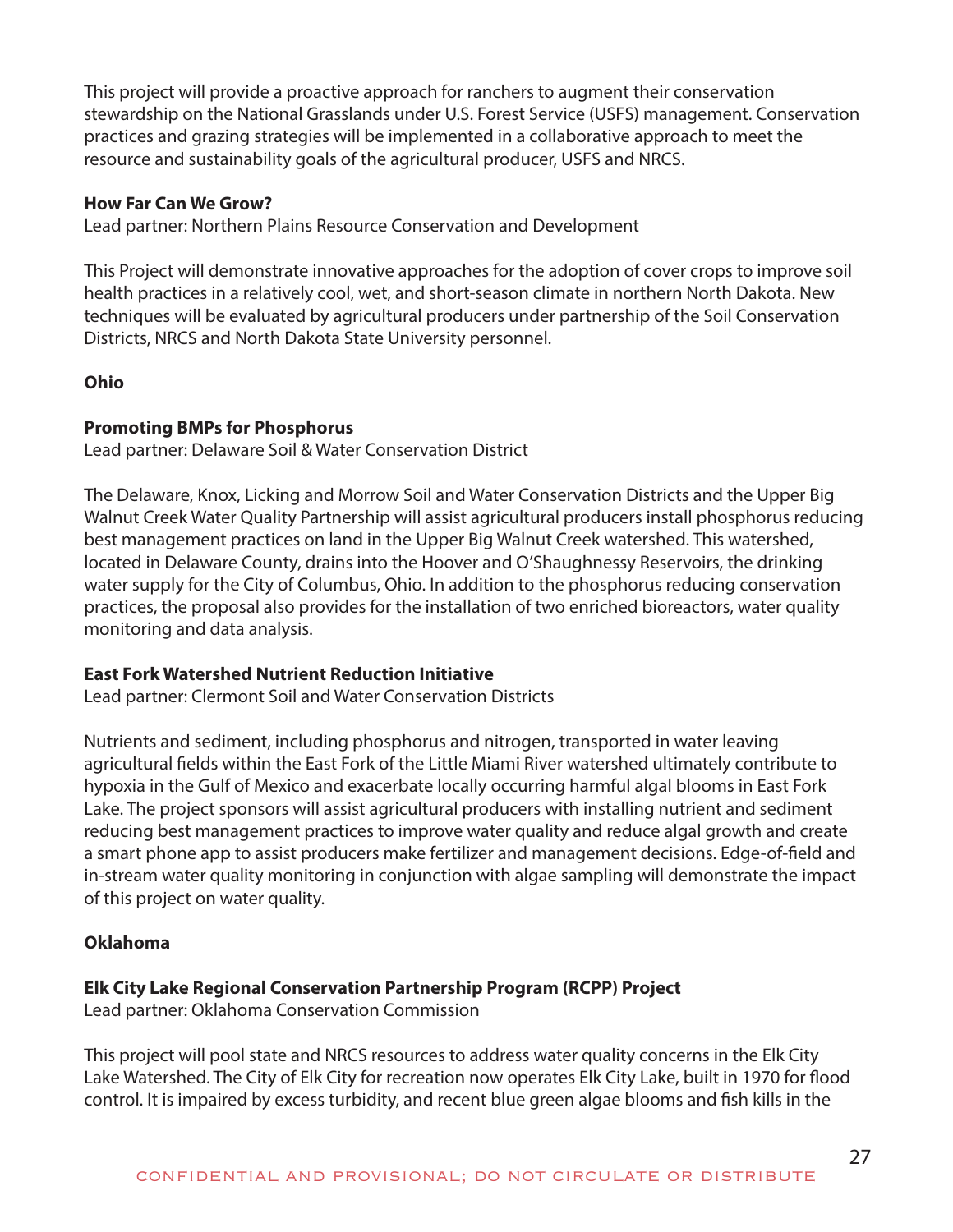This project will provide a proactive approach for ranchers to augment their conservation stewardship on the National Grasslands under U.S. Forest Service (USFS) management. Conservation practices and grazing strategies will be implemented in a collaborative approach to meet the resource and sustainability goals of the agricultural producer, USFS and NRCS.

**How Far Can We Grow?**
Lead partner: Northern Plains Resource Conservation and Development

This Project will demonstrate innovative approaches for the adoption of cover crops to improve soil health practices in a relatively cool, wet, and short-season climate in northern North Dakota. New techniques will be evaluated by agricultural producers under partnership of the Soil Conservation Districts, NRCS and North Dakota State University personnel.

**Ohio**

**Promoting BMPs for Phosphorus**
Lead partner: Delaware Soil & Water Conservation District

The Delaware, Knox, Licking and Morrow Soil and Water Conservation Districts and the Upper Big Walnut Creek Water Quality Partnership will assist agricultural producers install phosphorus reducing best management practices on land in the Upper Big Walnut Creek watershed. This watershed, located in Delaware County, drains into the Hoover and O'Shaughnessy Reservoirs, the drinking water supply for the City of Columbus, Ohio. In addition to the phosphorus reducing conservation practices, the proposal also provides for the installation of two enriched bioreactors, water quality monitoring and data analysis.

**East Fork Watershed Nutrient Reduction Initiative**
Lead partner: Clermont Soil and Water Conservation Districts

Nutrients and sediment, including phosphorus and nitrogen, transported in water leaving agricultural fields within the East Fork of the Little Miami River watershed ultimately contribute to hypoxia in the Gulf of Mexico and exacerbate locally occurring harmful algal blooms in East Fork Lake. The project sponsors will assist agricultural producers with installing nutrient and sediment reducing best management practices to improve water quality and reduce algal growth and create a smart phone app to assist producers make fertilizer and management decisions. Edge-of-field and in-stream water quality monitoring in conjunction with algae sampling will demonstrate the impact of this project on water quality.

**Oklahoma**

**Elk City Lake Regional Conservation Partnership Program (RCPP) Project**
Lead partner: Oklahoma Conservation Commission

This project will pool state and NRCS resources to address water quality concerns in the Elk City Lake Watershed. The City of Elk City for recreation now operates Elk City Lake, built in 1970 for flood control. It is impaired by excess turbidity, and recent blue green algae blooms and fish kills in the

CONFIDENTIAL AND PROVISIONAL; DO NOT CIRCULATE OR DISTRIBUTE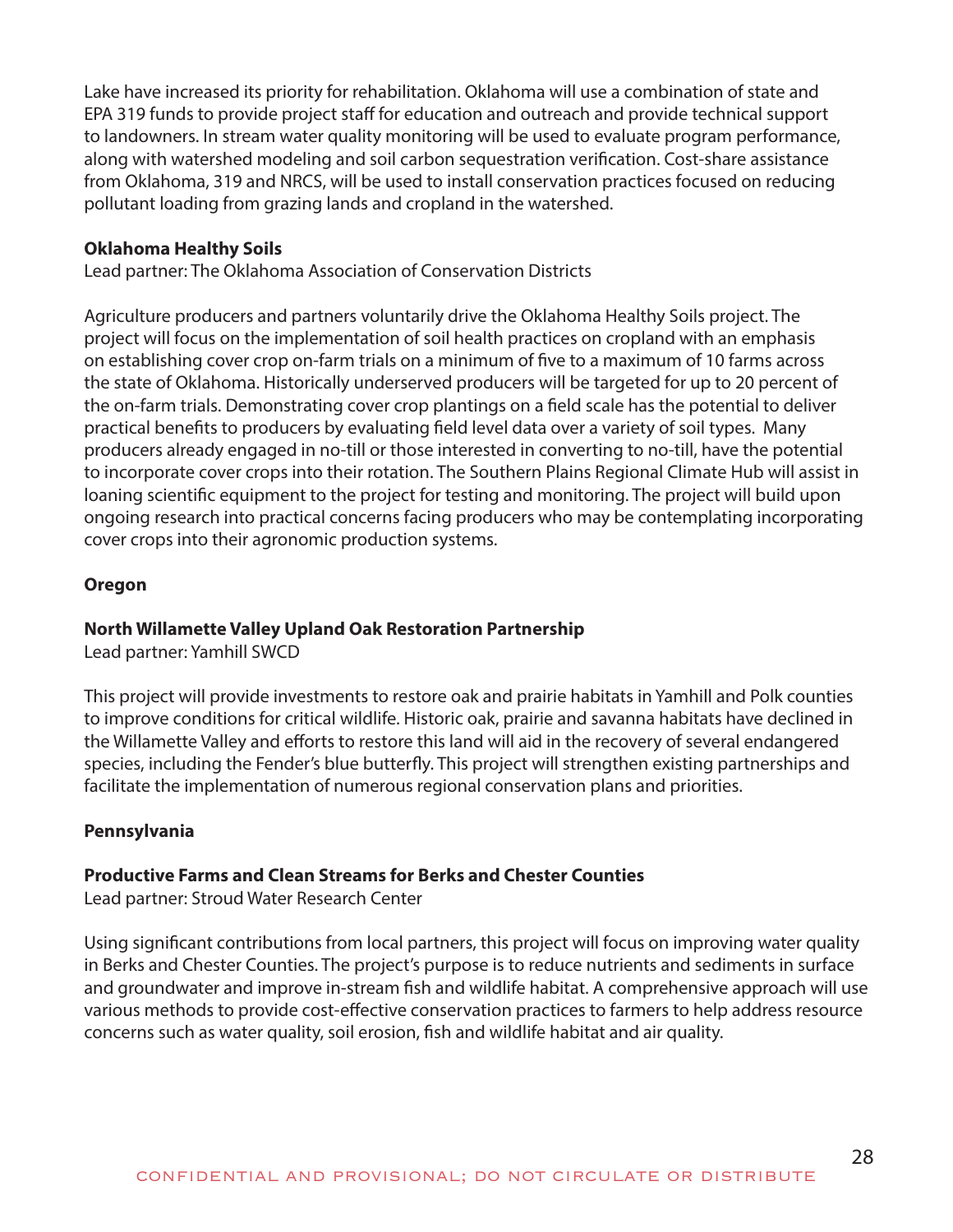Lake have increased its priority for rehabilitation. Oklahoma will use a combination of state and EPA 319 funds to provide project staff for education and outreach and provide technical support to landowners. In stream water quality monitoring will be used to evaluate program performance, along with watershed modeling and soil carbon sequestration verification. Cost-share assistance from Oklahoma, 319 and NRCS, will be used to install conservation practices focused on reducing pollutant loading from grazing lands and cropland in the watershed.

**Oklahoma Healthy Soils**
Lead partner: The Oklahoma Association of Conservation Districts

Agriculture producers and partners voluntarily drive the Oklahoma Healthy Soils project. The project will focus on the implementation of soil health practices on cropland with an emphasis on establishing cover crop on-farm trials on a minimum of five to a maximum of 10 farms across the state of Oklahoma. Historically underserved producers will be targeted for up to 20 percent of the on-farm trials. Demonstrating cover crop plantings on a field scale has the potential to deliver practical benefits to producers by evaluating field level data over a variety of soil types. Many producers already engaged in no-till or those interested in converting to no-till, have the potential to incorporate cover crops into their rotation. The Southern Plains Regional Climate Hub will assist in loaning scientific equipment to the project for testing and monitoring. The project will build upon ongoing research into practical concerns facing producers who may be contemplating incorporating cover crops into their agronomic production systems.

## Oregon

**North Willamette Valley Upland Oak Restoration Partnership**
Lead partner: Yamhill SWCD

This project will provide investments to restore oak and prairie habitats in Yamhill and Polk counties to improve conditions for critical wildlife. Historic oak, prairie and savanna habitats have declined in the Willamette Valley and efforts to restore this land will aid in the recovery of several endangered species, including the Fender's blue butterfly. This project will strengthen existing partnerships and facilitate the implementation of numerous regional conservation plans and priorities.

## Pennsylvania

**Productive Farms and Clean Streams for Berks and Chester Counties**
Lead partner: Stroud Water Research Center

Using significant contributions from local partners, this project will focus on improving water quality in Berks and Chester Counties. The project's purpose is to reduce nutrients and sediments in surface and groundwater and improve in-stream fish and wildlife habitat. A comprehensive approach will use various methods to provide cost-effective conservation practices to farmers to help address resource concerns such as water quality, soil erosion, fish and wildlife habitat and air quality.

CONFIDENTIAL AND PROVISIONAL; DO NOT CIRCULATE OR DISTRIBUTE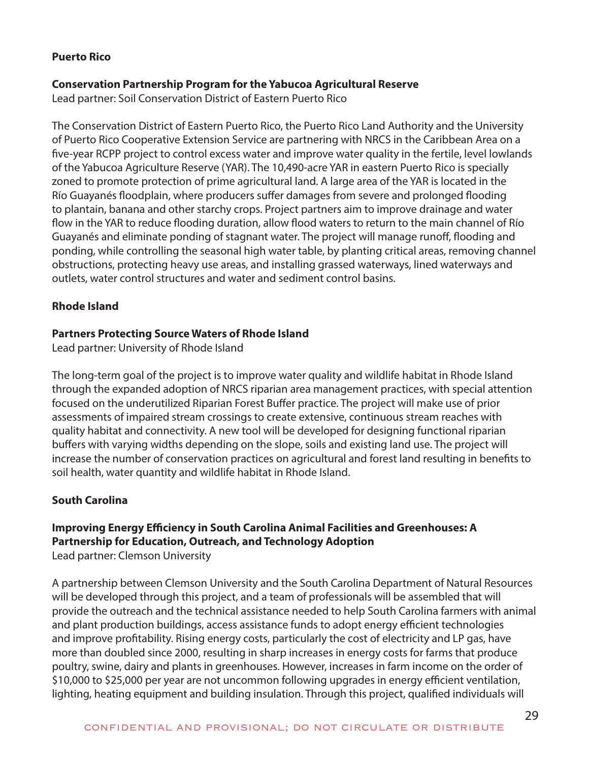## Puerto Rico

### Conservation Partnership Program for the Yabucoa Agricultural Reserve

Lead partner: Soil Conservation District of Eastern Puerto Rico

The Conservation District of Eastern Puerto Rico, the Puerto Rico Land Authority and the University of Puerto Rico Cooperative Extension Service are partnering with NRCS in the Caribbean Area on a five-year RCPP project to control excess water and improve water quality in the fertile, level lowlands of the Yabucoa Agriculture Reserve (YAR). The 10,490-acre YAR in eastern Puerto Rico is specially zoned to promote protection of prime agricultural land. A large area of the YAR is located in the Río Guayanés floodplain, where producers suffer damages from severe and prolonged flooding to plantain, banana and other starchy crops. Project partners aim to improve drainage and water flow in the YAR to reduce flooding duration, allow flood waters to return to the main channel of Río Guayanés and eliminate ponding of stagnant water. The project will manage runoff, flooding and ponding, while controlling the seasonal high water table, by planting critical areas, removing channel obstructions, protecting heavy use areas, and installing grassed waterways, lined waterways and outlets, water control structures and water and sediment control basins.

## Rhode Island

### Partners Protecting Source Waters of Rhode Island

Lead partner: University of Rhode Island

The long-term goal of the project is to improve water quality and wildlife habitat in Rhode Island through the expanded adoption of NRCS riparian area management practices, with special attention focused on the underutilized Riparian Forest Buffer practice. The project will make use of prior assessments of impaired stream crossings to create extensive, continuous stream reaches with quality habitat and connectivity. A new tool will be developed for designing functional riparian buffers with varying widths depending on the slope, soils and existing land use. The project will increase the number of conservation practices on agricultural and forest land resulting in benefits to soil health, water quantity and wildlife habitat in Rhode Island.

## South Carolina

### Improving Energy Efficiency in South Carolina Animal Facilities and Greenhouses: A Partnership for Education, Outreach, and Technology Adoption

Lead partner: Clemson University

A partnership between Clemson University and the South Carolina Department of Natural Resources will be developed through this project, and a team of professionals will be assembled that will provide the outreach and the technical assistance needed to help South Carolina farmers with animal and plant production buildings, access assistance funds to adopt energy efficient technologies and improve profitability. Rising energy costs, particularly the cost of electricity and LP gas, have more than doubled since 2000, resulting in sharp increases in energy costs for farms that produce poultry, swine, dairy and plants in greenhouses. However, increases in farm income on the order of $10,000 to $25,000 per year are not uncommon following upgrades in energy efficient ventilation, lighting, heating equipment and building insulation. Through this project, qualified individuals will

CONFIDENTIAL AND PROVISIONAL; DO NOT CIRCULATE OR DISTRIBUTE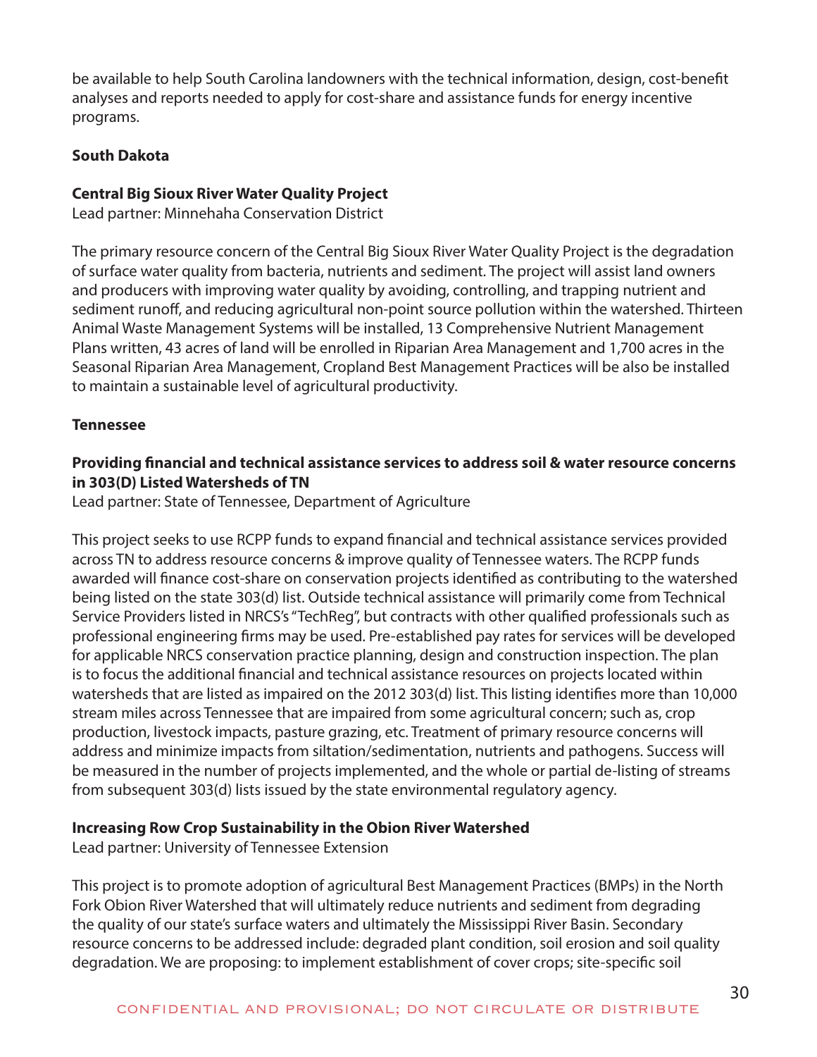be available to help South Carolina landowners with the technical information, design, cost-benefit analyses and reports needed to apply for cost-share and assistance funds for energy incentive programs.

## South Dakota

### Central Big Sioux River Water Quality Project

Lead partner: Minnehaha Conservation District

The primary resource concern of the Central Big Sioux River Water Quality Project is the degradation of surface water quality from bacteria, nutrients and sediment. The project will assist land owners and producers with improving water quality by avoiding, controlling, and trapping nutrient and sediment runoff, and reducing agricultural non-point source pollution within the watershed. Thirteen Animal Waste Management Systems will be installed, 13 Comprehensive Nutrient Management Plans written, 43 acres of land will be enrolled in Riparian Area Management and 1,700 acres in the Seasonal Riparian Area Management, Cropland Best Management Practices will be also be installed to maintain a sustainable level of agricultural productivity.

## Tennessee

### Providing financial and technical assistance services to address soil & water resource concerns in 303(D) Listed Watersheds of TN

Lead partner: State of Tennessee, Department of Agriculture

This project seeks to use RCPP funds to expand financial and technical assistance services provided across TN to address resource concerns & improve quality of Tennessee waters. The RCPP funds awarded will finance cost-share on conservation projects identified as contributing to the watershed being listed on the state 303(d) list. Outside technical assistance will primarily come from Technical Service Providers listed in NRCS's "TechReg", but contracts with other qualified professionals such as professional engineering firms may be used. Pre-established pay rates for services will be developed for applicable NRCS conservation practice planning, design and construction inspection. The plan is to focus the additional financial and technical assistance resources on projects located within watersheds that are listed as impaired on the 2012 303(d) list. This listing identifies more than 10,000 stream miles across Tennessee that are impaired from some agricultural concern; such as, crop production, livestock impacts, pasture grazing, etc. Treatment of primary resource concerns will address and minimize impacts from siltation/sedimentation, nutrients and pathogens. Success will be measured in the number of projects implemented, and the whole or partial de-listing of streams from subsequent 303(d) lists issued by the state environmental regulatory agency.

### Increasing Row Crop Sustainability in the Obion River Watershed

Lead partner: University of Tennessee Extension

This project is to promote adoption of agricultural Best Management Practices (BMPs) in the North Fork Obion River Watershed that will ultimately reduce nutrients and sediment from degrading the quality of our state's surface waters and ultimately the Mississippi River Basin. Secondary resource concerns to be addressed include: degraded plant condition, soil erosion and soil quality degradation. We are proposing: to implement establishment of cover crops; site-specific soil

CONFIDENTIAL AND PROVISIONAL; DO NOT CIRCULATE OR DISTRIBUTE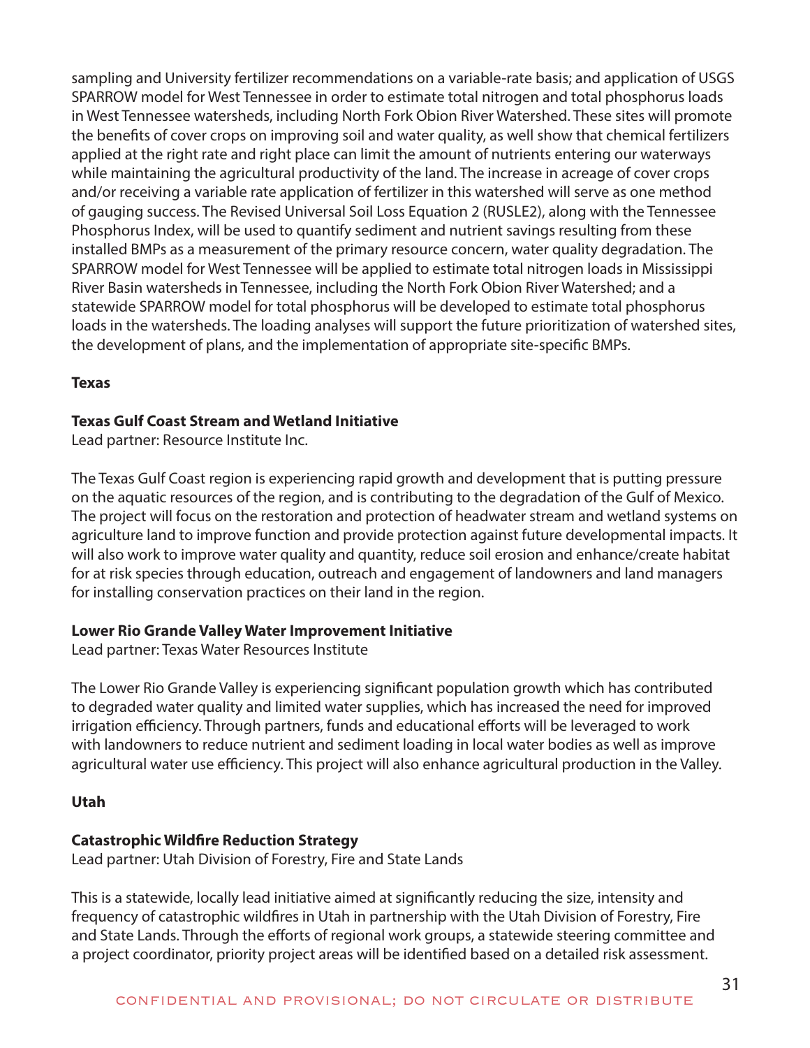sampling and University fertilizer recommendations on a variable-rate basis; and application of USGS SPARROW model for West Tennessee in order to estimate total nitrogen and total phosphorus loads in West Tennessee watersheds, including North Fork Obion River Watershed. These sites will promote the benefits of cover crops on improving soil and water quality, as well show that chemical fertilizers applied at the right rate and right place can limit the amount of nutrients entering our waterways while maintaining the agricultural productivity of the land. The increase in acreage of cover crops and/or receiving a variable rate application of fertilizer in this watershed will serve as one method of gauging success. The Revised Universal Soil Loss Equation 2 (RUSLE2), along with the Tennessee Phosphorus Index, will be used to quantify sediment and nutrient savings resulting from these installed BMPs as a measurement of the primary resource concern, water quality degradation. The SPARROW model for West Tennessee will be applied to estimate total nitrogen loads in Mississippi River Basin watersheds in Tennessee, including the North Fork Obion River Watershed; and a statewide SPARROW model for total phosphorus will be developed to estimate total phosphorus loads in the watersheds. The loading analyses will support the future prioritization of watershed sites, the development of plans, and the implementation of appropriate site-specific BMPs.

**Texas**

**Texas Gulf Coast Stream and Wetland Initiative**
Lead partner: Resource Institute Inc.

The Texas Gulf Coast region is experiencing rapid growth and development that is putting pressure on the aquatic resources of the region, and is contributing to the degradation of the Gulf of Mexico. The project will focus on the restoration and protection of headwater stream and wetland systems on agriculture land to improve function and provide protection against future developmental impacts. It will also work to improve water quality and quantity, reduce soil erosion and enhance/create habitat for at risk species through education, outreach and engagement of landowners and land managers for installing conservation practices on their land in the region.

**Lower Rio Grande Valley Water Improvement Initiative**
Lead partner: Texas Water Resources Institute

The Lower Rio Grande Valley is experiencing significant population growth which has contributed to degraded water quality and limited water supplies, which has increased the need for improved irrigation efficiency. Through partners, funds and educational efforts will be leveraged to work with landowners to reduce nutrient and sediment loading in local water bodies as well as improve agricultural water use efficiency. This project will also enhance agricultural production in the Valley.

**Utah**

**Catastrophic Wildfire Reduction Strategy**
Lead partner: Utah Division of Forestry, Fire and State Lands

This is a statewide, locally lead initiative aimed at significantly reducing the size, intensity and frequency of catastrophic wildfires in Utah in partnership with the Utah Division of Forestry, Fire and State Lands. Through the efforts of regional work groups, a statewide steering committee and a project coordinator, priority project areas will be identified based on a detailed risk assessment.

CONFIDENTIAL AND PROVISIONAL; DO NOT CIRCULATE OR DISTRIBUTE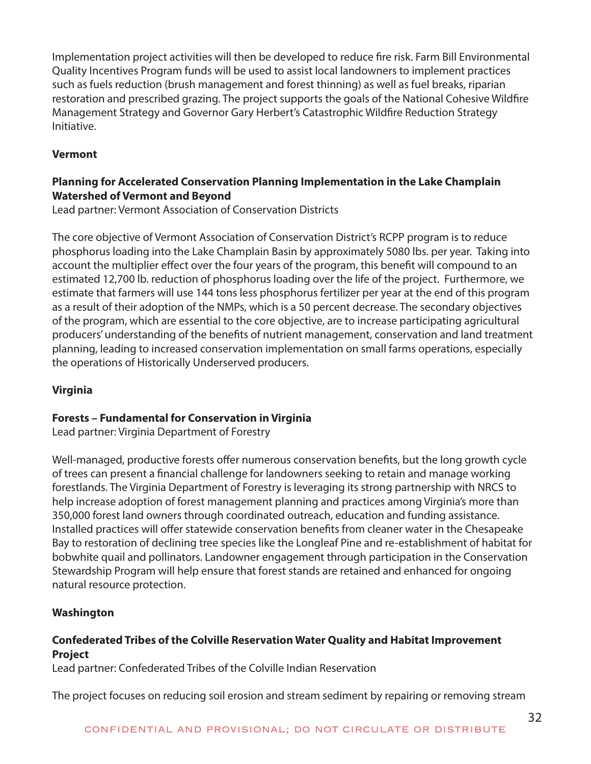Implementation project activities will then be developed to reduce fire risk. Farm Bill Environmental Quality Incentives Program funds will be used to assist local landowners to implement practices such as fuels reduction (brush management and forest thinning) as well as fuel breaks, riparian restoration and prescribed grazing. The project supports the goals of the National Cohesive Wildfire Management Strategy and Governor Gary Herbert's Catastrophic Wildfire Reduction Strategy Initiative.

**Vermont**

**Planning for Accelerated Conservation Planning Implementation in the Lake Champlain Watershed of Vermont and Beyond**
Lead partner: Vermont Association of Conservation Districts

The core objective of Vermont Association of Conservation District's RCPP program is to reduce phosphorus loading into the Lake Champlain Basin by approximately 5080 lbs. per year. Taking into account the multiplier effect over the four years of the program, this benefit will compound to an estimated 12,700 lb. reduction of phosphorus loading over the life of the project. Furthermore, we estimate that farmers will use 144 tons less phosphorus fertilizer per year at the end of this program as a result of their adoption of the NMPs, which is a 50 percent decrease. The secondary objectives of the program, which are essential to the core objective, are to increase participating agricultural producers' understanding of the benefits of nutrient management, conservation and land treatment planning, leading to increased conservation implementation on small farms operations, especially the operations of Historically Underserved producers.

**Virginia**

**Forests – Fundamental for Conservation in Virginia**
Lead partner: Virginia Department of Forestry

Well-managed, productive forests offer numerous conservation benefits, but the long growth cycle of trees can present a financial challenge for landowners seeking to retain and manage working forestlands. The Virginia Department of Forestry is leveraging its strong partnership with NRCS to help increase adoption of forest management planning and practices among Virginia's more than 350,000 forest land owners through coordinated outreach, education and funding assistance. Installed practices will offer statewide conservation benefits from cleaner water in the Chesapeake Bay to restoration of declining tree species like the Longleaf Pine and re-establishment of habitat for bobwhite quail and pollinators. Landowner engagement through participation in the Conservation Stewardship Program will help ensure that forest stands are retained and enhanced for ongoing natural resource protection.

**Washington**

**Confederated Tribes of the Colville Reservation Water Quality and Habitat Improvement Project**
Lead partner: Confederated Tribes of the Colville Indian Reservation

The project focuses on reducing soil erosion and stream sediment by repairing or removing stream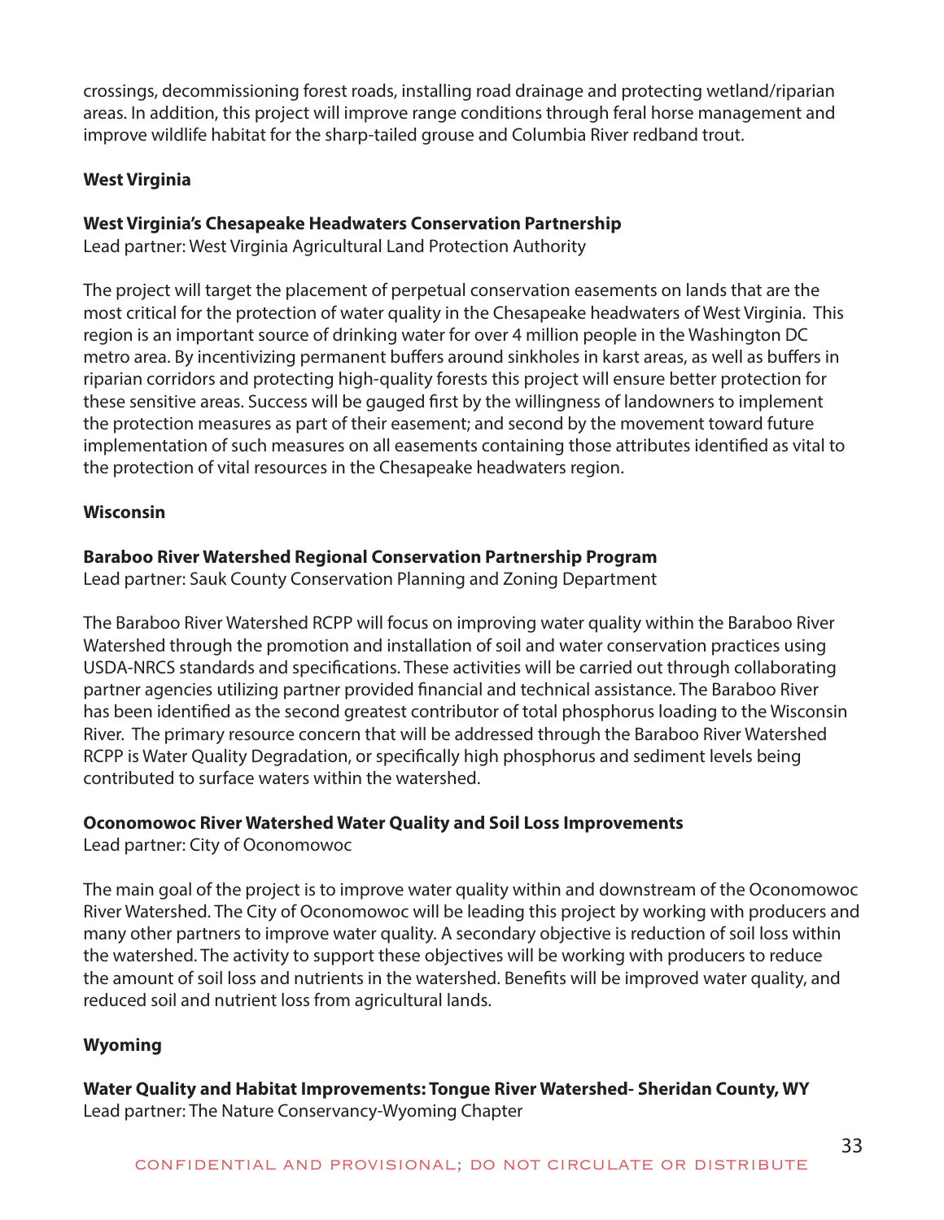crossings, decommissioning forest roads, installing road drainage and protecting wetland/riparian areas. In addition, this project will improve range conditions through feral horse management and improve wildlife habitat for the sharp-tailed grouse and Columbia River redband trout.

## West Virginia

### West Virginia's Chesapeake Headwaters Conservation Partnership

Lead partner: West Virginia Agricultural Land Protection Authority

The project will target the placement of perpetual conservation easements on lands that are the most critical for the protection of water quality in the Chesapeake headwaters of West Virginia. This region is an important source of drinking water for over 4 million people in the Washington DC metro area. By incentivizing permanent buffers around sinkholes in karst areas, as well as buffers in riparian corridors and protecting high-quality forests this project will ensure better protection for these sensitive areas. Success will be gauged first by the willingness of landowners to implement the protection measures as part of their easement; and second by the movement toward future implementation of such measures on all easements containing those attributes identified as vital to the protection of vital resources in the Chesapeake headwaters region.

## Wisconsin

### Baraboo River Watershed Regional Conservation Partnership Program

Lead partner: Sauk County Conservation Planning and Zoning Department

The Baraboo River Watershed RCPP will focus on improving water quality within the Baraboo River Watershed through the promotion and installation of soil and water conservation practices using USDA-NRCS standards and specifications. These activities will be carried out through collaborating partner agencies utilizing partner provided financial and technical assistance. The Baraboo River has been identified as the second greatest contributor of total phosphorus loading to the Wisconsin River. The primary resource concern that will be addressed through the Baraboo River Watershed RCPP is Water Quality Degradation, or specifically high phosphorus and sediment levels being contributed to surface waters within the watershed.

### Oconomowoc River Watershed Water Quality and Soil Loss Improvements

Lead partner: City of Oconomowoc

The main goal of the project is to improve water quality within and downstream of the Oconomowoc River Watershed. The City of Oconomowoc will be leading this project by working with producers and many other partners to improve water quality. A secondary objective is reduction of soil loss within the watershed. The activity to support these objectives will be working with producers to reduce the amount of soil loss and nutrients in the watershed. Benefits will be improved water quality, and reduced soil and nutrient loss from agricultural lands.

## Wyoming

### Water Quality and Habitat Improvements: Tongue River Watershed- Sheridan County, WY

Lead partner: The Nature Conservancy-Wyoming Chapter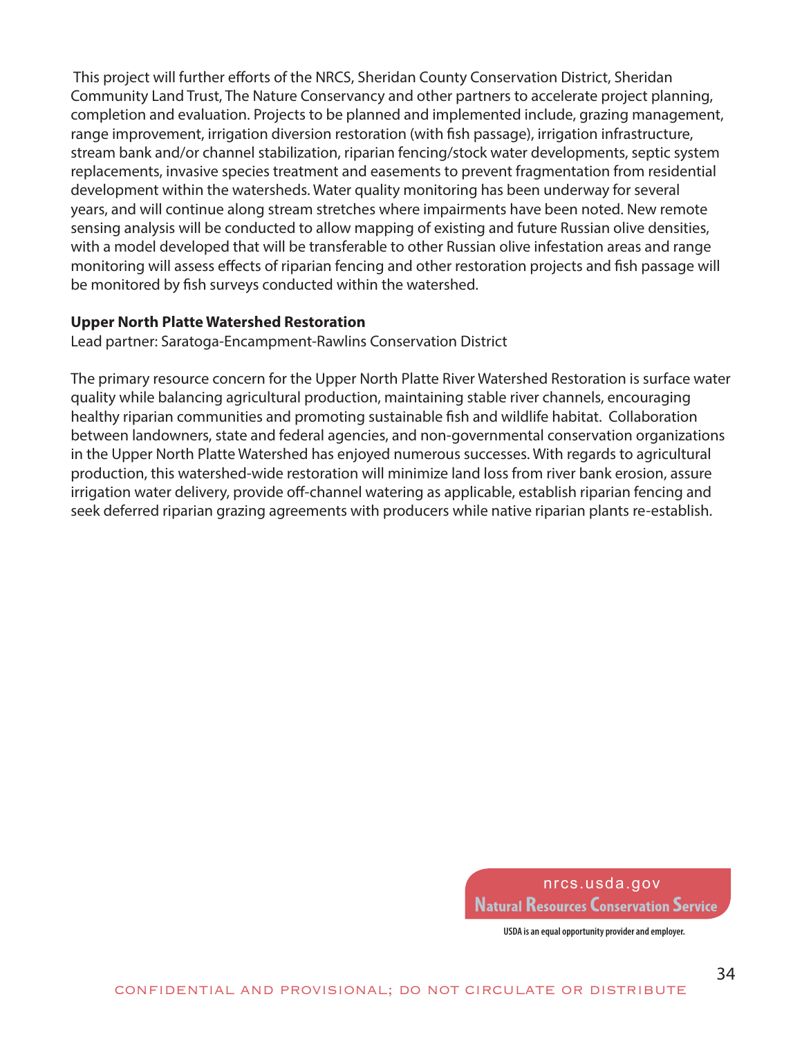This project will further efforts of the NRCS, Sheridan County Conservation District, Sheridan Community Land Trust, The Nature Conservancy and other partners to accelerate project planning, completion and evaluation. Projects to be planned and implemented include, grazing management, range improvement, irrigation diversion restoration (with fish passage), irrigation infrastructure, stream bank and/or channel stabilization, riparian fencing/stock water developments, septic system replacements, invasive species treatment and easements to prevent fragmentation from residential development within the watersheds. Water quality monitoring has been underway for several years, and will continue along stream stretches where impairments have been noted. New remote sensing analysis will be conducted to allow mapping of existing and future Russian olive densities, with a model developed that will be transferable to other Russian olive infestation areas and range monitoring will assess effects of riparian fencing and other restoration projects and fish passage will be monitored by fish surveys conducted within the watershed.

**Upper North Platte Watershed Restoration**

Lead partner: Saratoga-Encampment-Rawlins Conservation District

The primary resource concern for the Upper North Platte River Watershed Restoration is surface water quality while balancing agricultural production, maintaining stable river channels, encouraging healthy riparian communities and promoting sustainable fish and wildlife habitat. Collaboration between landowners, state and federal agencies, and non-governmental conservation organizations in the Upper North Platte Watershed has enjoyed numerous successes. With regards to agricultural production, this watershed-wide restoration will minimize land loss from river bank erosion, assure irrigation water delivery, provide off-channel watering as applicable, establish riparian fencing and seek deferred riparian grazing agreements with producers while native riparian plants re-establish.

nrcs.usda.gov
Natural Resources Conservation Service

USDA is an equal opportunity provider and employer.

CONFIDENTIAL AND PROVISIONAL; DO NOT CIRCULATE OR DISTRIBUTE